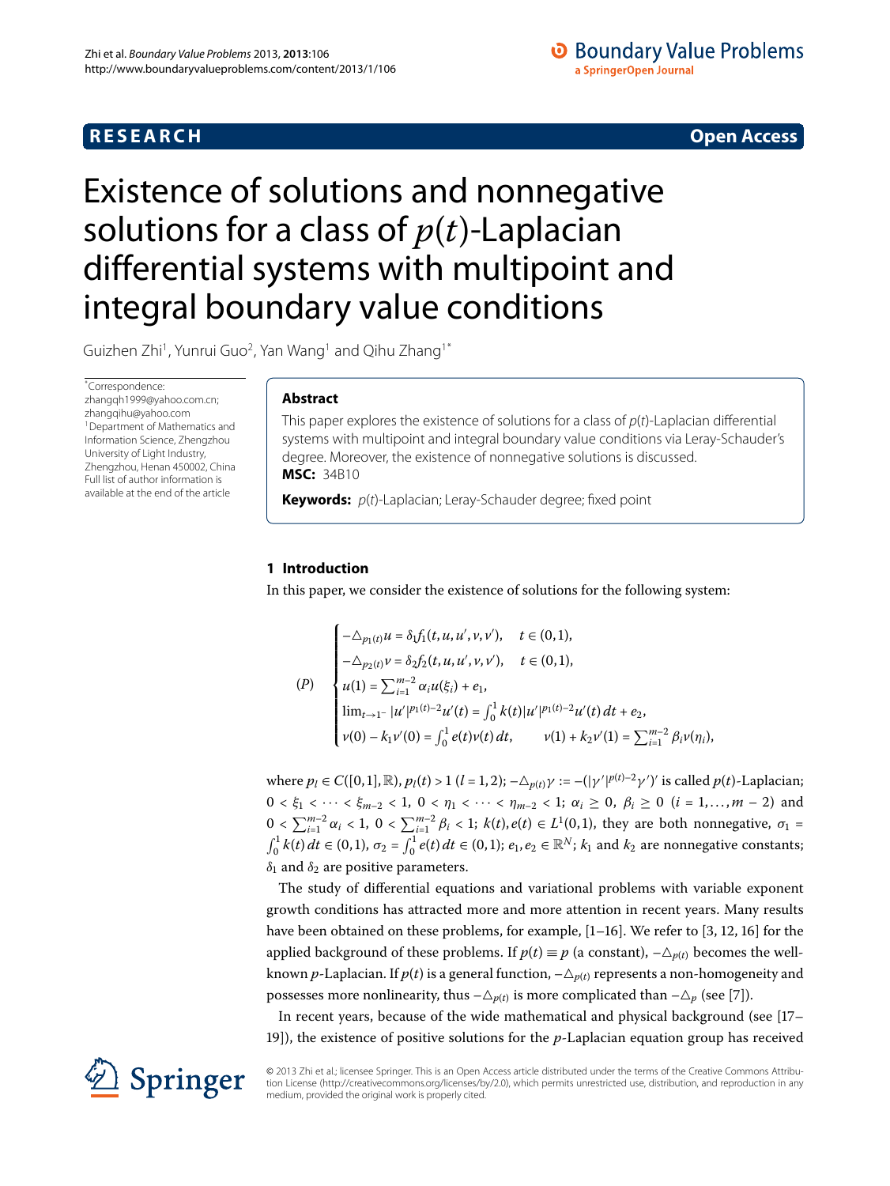**RESEARCH** **Open Access**

# Existence of solutions and nonnegative solutions for a class of $p(t)$-Laplacian differential systems with multipoint and integral boundary value conditions

Guizhen Zhi[1], Yunrui Guo[2], Yan Wang[1] and Qihu Zhang[1*]

*Correspondence: zhangqh1999@yahoo.com.cn; zhangqihu@yahoo.com
[1]Department of Mathematics and Information Science, Zhengzhou University of Light Industry, Zhengzhou, Henan 450002, China
Full list of author information is available at the end of the article

## Abstract

This paper explores the existence of solutions for a class of $p(t)$-Laplacian differential systems with multipoint and integral boundary value conditions via Leray-Schauder's degree. Moreover, the existence of nonnegative solutions is discussed.

**MSC:** 34B10

**Keywords:** $p(t)$-Laplacian; Leray-Schauder degree; fixed point

## 1 Introduction

In this paper, we consider the existence of solutions for the following system:

$$
(P)\quad \begin{cases}
-\triangle_{p_1(t)}u = \delta_1 f_1(t,u,u',v,v'), & t\in(0,1),\\
-\triangle_{p_2(t)}v = \delta_2 f_2(t,u,u',v,v'), & t\in(0,1),\\
u(1) = \sum_{i=1}^{m-2}\alpha_i u(\xi_i) + e_1,\\
\lim_{t\to 1^-}|u'|^{p_1(t)-2}u'(t) = \int_0^1 k(t)|u'|^{p_1(t)-2}u'(t)\,dt + e_2,\\
v(0) - k_1 v'(0) = \int_0^1 e(t)v(t)\,dt, & v(1) + k_2 v'(1) = \sum_{i=1}^{m-2}\beta_i v(\eta_i),
\end{cases}
$$

where $p_l \in C([0,1],\mathbb{R})$, $p_l(t) > 1$ $(l = 1,2)$; $-\triangle_{p(t)}\gamma := -(|\gamma'|^{p(t)-2}\gamma')'$ is called $p(t)$-Laplacian; $0 < \xi_1 < \cdots < \xi_{m-2} < 1$, $0 < \eta_1 < \cdots < \eta_{m-2} < 1$; $\alpha_i \ge 0$, $\beta_i \ge 0$ $(i = 1,\ldots,m-2)$ and $0 < \sum_{i=1}^{m-2}\alpha_i < 1$, $0 < \sum_{i=1}^{m-2}\beta_i < 1$; $k(t), e(t) \in L^1(0,1)$, they are both nonnegative, $\sigma_1 = \int_0^1 k(t)\,dt \in (0,1)$, $\sigma_2 = \int_0^1 e(t)\,dt \in (0,1)$; $e_1, e_2 \in \mathbb{R}^N$; $k_1$ and $k_2$ are nonnegative constants; $\delta_1$ and $\delta_2$ are positive parameters.

The study of differential equations and variational problems with variable exponent growth conditions has attracted more and more attention in recent years. Many results have been obtained on these problems, for example, [1–16]. We refer to [3, 12, 16] for the applied background of these problems. If $p(t) \equiv p$ (a constant), $-\triangle_{p(t)}$ becomes the well-known $p$-Laplacian. If $p(t)$ is a general function, $-\triangle_{p(t)}$ represents a non-homogeneity and possesses more nonlinearity, thus $-\triangle_{p(t)}$ is more complicated than $-\triangle_p$ (see [7]).

In recent years, because of the wide mathematical and physical background (see [17–19]), the existence of positive solutions for the $p$-Laplacian equation group has received

© 2013 Zhi et al.; licensee Springer. This is an Open Access article distributed under the terms of the Creative Commons Attribution License (http://creativecommons.org/licenses/by/2.0), which permits unrestricted use, distribution, and reproduction in any medium, provided the original work is properly cited.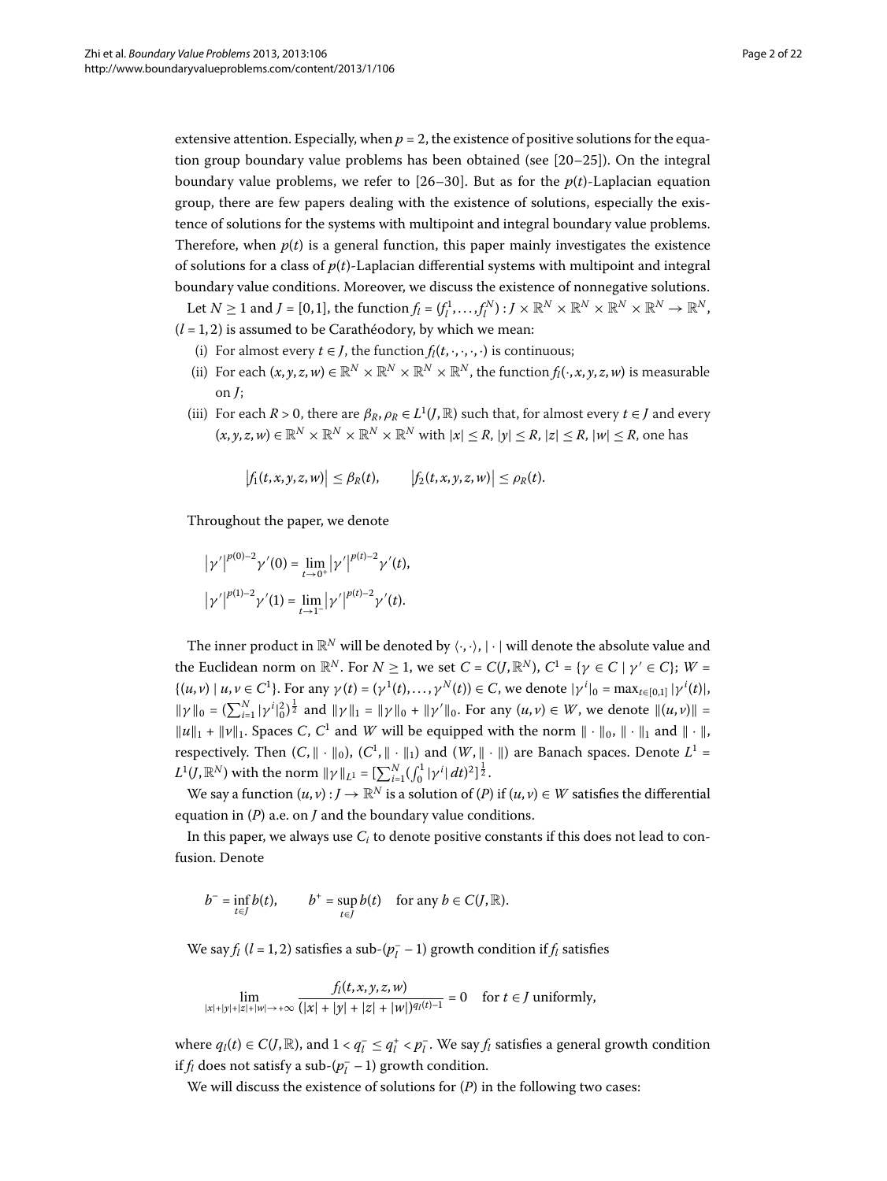extensive attention. Especially, when $p = 2$, the existence of positive solutions for the equation group boundary value problems has been obtained (see [20–25]). On the integral boundary value problems, we refer to [26–30]. But as for the $p(t)$-Laplacian equation group, there are few papers dealing with the existence of solutions, especially the existence of solutions for the systems with multipoint and integral boundary value problems. Therefore, when $p(t)$ is a general function, this paper mainly investigates the existence of solutions for a class of $p(t)$-Laplacian differential systems with multipoint and integral boundary value conditions. Moreover, we discuss the existence of nonnegative solutions.

Let $N \geq 1$ and $J = [0,1]$, the function $f_l = (f_l^1, \ldots, f_l^N) : J \times \mathbb{R}^N \times \mathbb{R}^N \times \mathbb{R}^N \times \mathbb{R}^N \to \mathbb{R}^N$, $(l = 1,2)$ is assumed to be Carathéodory, by which we mean:

(i) For almost every $t \in J$, the function $f_l(t, \cdot, \cdot, \cdot, \cdot)$ is continuous;

(ii) For each $(x, y, z, w) \in \mathbb{R}^N \times \mathbb{R}^N \times \mathbb{R}^N \times \mathbb{R}^N$, the function $f_l(\cdot, x, y, z, w)$ is measurable on $J$;

(iii) For each $R > 0$, there are $\beta_R, \rho_R \in L^1(J, \mathbb{R})$ such that, for almost every $t \in J$ and every $(x, y, z, w) \in \mathbb{R}^N \times \mathbb{R}^N \times \mathbb{R}^N \times \mathbb{R}^N$ with $|x| \leq R$, $|y| \leq R$, $|z| \leq R$, $|w| \leq R$, one has

$$\left|f_1(t, x, y, z, w)\right| \leq \beta_R(t), \qquad \left|f_2(t, x, y, z, w)\right| \leq \rho_R(t).$$

Throughout the paper, we denote

$$\left|\gamma'\right|^{p(0)-2}\gamma'(0) = \lim_{t \to 0^+} \left|\gamma'\right|^{p(t)-2}\gamma'(t),$$
$$\left|\gamma'\right|^{p(1)-2}\gamma'(1) = \lim_{t \to 1^-} \left|\gamma'\right|^{p(t)-2}\gamma'(t).$$

The inner product in $\mathbb{R}^N$ will be denoted by $\langle \cdot, \cdot \rangle$, $|\cdot|$ will denote the absolute value and the Euclidean norm on $\mathbb{R}^N$. For $N \geq 1$, we set $C = C(J, \mathbb{R}^N)$, $C^1 = \{\gamma \in C \mid \gamma' \in C\}$; $W = \{(u, v) \mid u, v \in C^1\}$. For any $\gamma(t) = (\gamma^1(t), \ldots, \gamma^N(t)) \in C$, we denote $|\gamma^i|_0 = \max_{t \in [0,1]} |\gamma^i(t)|$, $\|\gamma\|_0 = (\sum_{i=1}^N |\gamma^i|_0^2)^{\frac{1}{2}}$ and $\|\gamma\|_1 = \|\gamma\|_0 + \|\gamma'\|_0$. For any $(u, v) \in W$, we denote $\|(u, v)\| = \|u\|_1 + \|v\|_1$. Spaces $C$, $C^1$ and $W$ will be equipped with the norm $\|\cdot\|_0$, $\|\cdot\|_1$ and $\|\cdot\|$, respectively. Then $(C, \|\cdot\|_0)$, $(C^1, \|\cdot\|_1)$ and $(W, \|\cdot\|)$ are Banach spaces. Denote $L^1 = L^1(J, \mathbb{R}^N)$ with the norm $\|\gamma\|_{L^1} = [\sum_{i=1}^N (\int_0^1 |\gamma^i| \, dt)^2]^{\frac{1}{2}}$.

We say a function $(u, v) : J \to \mathbb{R}^N$ is a solution of $(P)$ if $(u, v) \in W$ satisfies the differential equation in $(P)$ a.e. on $J$ and the boundary value conditions.

In this paper, we always use $C_i$ to denote positive constants if this does not lead to confusion. Denote

$$b^- = \inf_{t \in J} b(t), \qquad b^+ = \sup_{t \in J} b(t) \quad \text{for any } b \in C(J, \mathbb{R}).$$

We say $f_l$ $(l = 1,2)$ satisfies a sub-$(p_l^- - 1)$ growth condition if $f_l$ satisfies

$$\lim_{|x|+|y|+|z|+|w| \to +\infty} \frac{f_l(t, x, y, z, w)}{(|x| + |y| + |z| + |w|)^{q_l(t)-1}} = 0 \quad \text{for } t \in J \text{ uniformly},$$

where $q_l(t) \in C(J, \mathbb{R})$, and $1 < q_l^- \leq q_l^+ < p_l^-$. We say $f_l$ satisfies a general growth condition if $f_l$ does not satisfy a sub-$(p_l^- - 1)$ growth condition.

We will discuss the existence of solutions for $(P)$ in the following two cases: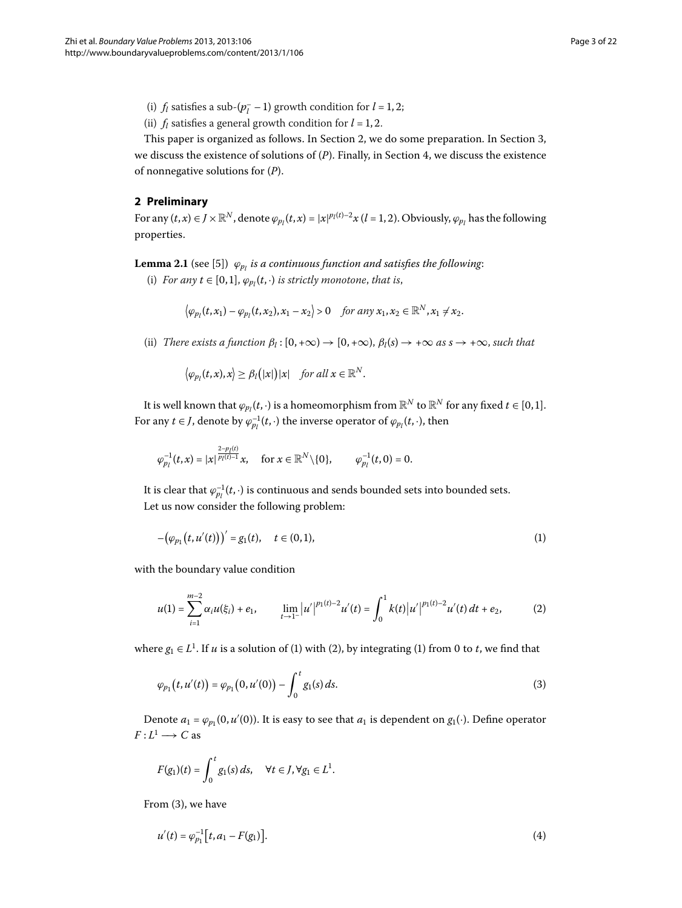(i) $f_l$ satisfies a sub-$(p_l^- - 1)$ growth condition for $l = 1, 2$;

(ii) $f_l$ satisfies a general growth condition for $l = 1, 2$.

This paper is organized as follows. In Section 2, we do some preparation. In Section 3, we discuss the existence of solutions of $(P)$. Finally, in Section 4, we discuss the existence of nonnegative solutions for $(P)$.

## 2 Preliminary

For any $(t, x) \in J \times \mathbb{R}^N$, denote $\varphi_{p_l}(t, x) = |x|^{p_l(t)-2}x$ $(l = 1, 2)$. Obviously, $\varphi_{p_l}$ has the following properties.

**Lemma 2.1** (see [5]) *$\varphi_{p_l}$ is a continuous function and satisfies the following*:

(i) *For any $t \in [0, 1]$, $\varphi_{p_l}(t, \cdot)$ is strictly monotone, that is,*

$$\langle \varphi_{p_l}(t, x_1) - \varphi_{p_l}(t, x_2), x_1 - x_2 \rangle > 0 \quad \text{for any } x_1, x_2 \in \mathbb{R}^N, x_1 \neq x_2.$$

(ii) *There exists a function $\beta_l : [0, +\infty) \to [0, +\infty)$, $\beta_l(s) \to +\infty$ as $s \to +\infty$, such that*

$$\langle \varphi_{p_l}(t, x), x \rangle \geq \beta_l(|x|)|x| \quad \text{for all } x \in \mathbb{R}^N.$$

It is well known that $\varphi_{p_l}(t, \cdot)$ is a homeomorphism from $\mathbb{R}^N$ to $\mathbb{R}^N$ for any fixed $t \in [0, 1]$. For any $t \in J$, denote by $\varphi_{p_l}^{-1}(t, \cdot)$ the inverse operator of $\varphi_{p_l}(t, \cdot)$, then

$$\varphi_{p_l}^{-1}(t, x) = |x|^{\frac{2-p_l(t)}{p_l(t)-1}}x, \quad \text{for } x \in \mathbb{R}^N \setminus \{0\}, \qquad \varphi_{p_l}^{-1}(t, 0) = 0.$$

It is clear that $\varphi_{p_l}^{-1}(t, \cdot)$ is continuous and sends bounded sets into bounded sets.

Let us now consider the following problem:

$$-\big(\varphi_{p_1}(t, u'(t))\big)' = g_1(t), \quad t \in (0, 1), \tag{1}$$

with the boundary value condition

$$u(1) = \sum_{i=1}^{m-2} \alpha_i u(\xi_i) + e_1, \qquad \lim_{t \to 1^-} |u'|^{p_1(t)-2}u'(t) = \int_0^1 k(t)|u'|^{p_1(t)-2}u'(t)\,dt + e_2, \tag{2}$$

where $g_1 \in L^1$. If $u$ is a solution of (1) with (2), by integrating (1) from 0 to $t$, we find that

$$\varphi_{p_1}(t, u'(t)) = \varphi_{p_1}(0, u'(0)) - \int_0^t g_1(s)\,ds. \tag{3}$$

Denote $a_1 = \varphi_{p_1}(0, u'(0))$. It is easy to see that $a_1$ is dependent on $g_1(\cdot)$. Define operator $F : L^1 \longrightarrow C$ as

$$F(g_1)(t) = \int_0^t g_1(s)\,ds, \quad \forall t \in J, \forall g_1 \in L^1.$$

From (3), we have

$$u'(t) = \varphi_{p_1}^{-1}\big[t, a_1 - F(g_1)\big]. \tag{4}$$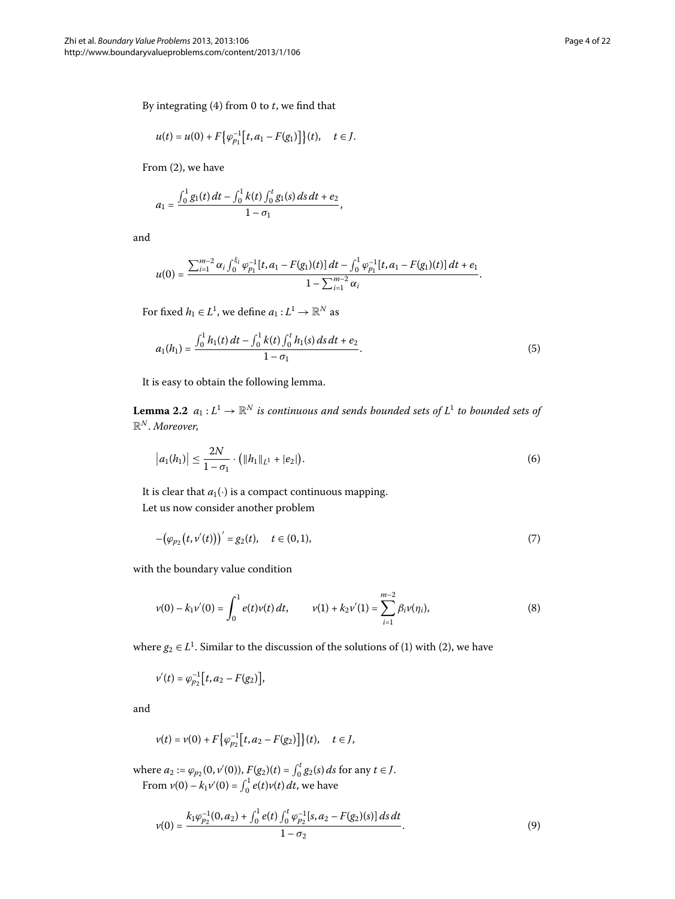By integrating (4) from 0 to $t$, we find that

$$u(t) = u(0) + F\{\varphi_{p_1}^{-1}[t, a_1 - F(g_1)]\}(t), \quad t \in J.$$

From (2), we have

$$a_1 = \frac{\int_0^1 g_1(t)\,dt - \int_0^1 k(t)\int_0^t g_1(s)\,ds\,dt + e_2}{1 - \sigma_1},$$

and

$$u(0) = \frac{\sum_{i=1}^{m-2} \alpha_i \int_0^{\xi_i} \varphi_{p_1}^{-1}[t, a_1 - F(g_1)(t)]\,dt - \int_0^1 \varphi_{p_1}^{-1}[t, a_1 - F(g_1)(t)]\,dt + e_1}{1 - \sum_{i=1}^{m-2} \alpha_i}.$$

For fixed $h_1 \in L^1$, we define $a_1 : L^1 \to \mathbb{R}^N$ as

$$a_1(h_1) = \frac{\int_0^1 h_1(t)\,dt - \int_0^1 k(t)\int_0^t h_1(s)\,ds\,dt + e_2}{1 - \sigma_1}. \tag{5}$$

It is easy to obtain the following lemma.

**Lemma 2.2** *$a_1 : L^1 \to \mathbb{R}^N$ is continuous and sends bounded sets of $L^1$ to bounded sets of $\mathbb{R}^N$. Moreover,*

$$\left|a_1(h_1)\right| \le \frac{2N}{1 - \sigma_1} \cdot \left(\|h_1\|_{L^1} + |e_2|\right). \tag{6}$$

It is clear that $a_1(\cdot)$ is a compact continuous mapping.

Let us now consider another problem

$$-\left(\varphi_{p_2}\left(t, v'(t)\right)\right)' = g_2(t), \quad t \in (0,1), \tag{7}$$

with the boundary value condition

$$v(0) - k_1 v'(0) = \int_0^1 e(t)v(t)\,dt, \qquad v(1) + k_2 v'(1) = \sum_{i=1}^{m-2} \beta_i v(\eta_i), \tag{8}$$

where $g_2 \in L^1$. Similar to the discussion of the solutions of (1) with (2), we have

$$v'(t) = \varphi_{p_2}^{-1}\left[t, a_2 - F(g_2)\right],$$

and

$$v(t) = v(0) + F\{\varphi_{p_2}^{-1}[t, a_2 - F(g_2)]\}(t), \quad t \in J,$$

where $a_2 := \varphi_{p_2}(0, v'(0))$, $F(g_2)(t) = \int_0^t g_2(s)\,ds$ for any $t \in J$.

From $v(0) - k_1 v'(0) = \int_0^1 e(t)v(t)\,dt$, we have

$$v(0) = \frac{k_1 \varphi_{p_2}^{-1}(0, a_2) + \int_0^1 e(t)\int_0^t \varphi_{p_2}^{-1}[s, a_2 - F(g_2)(s)]\,ds\,dt}{1 - \sigma_2}. \tag{9}$$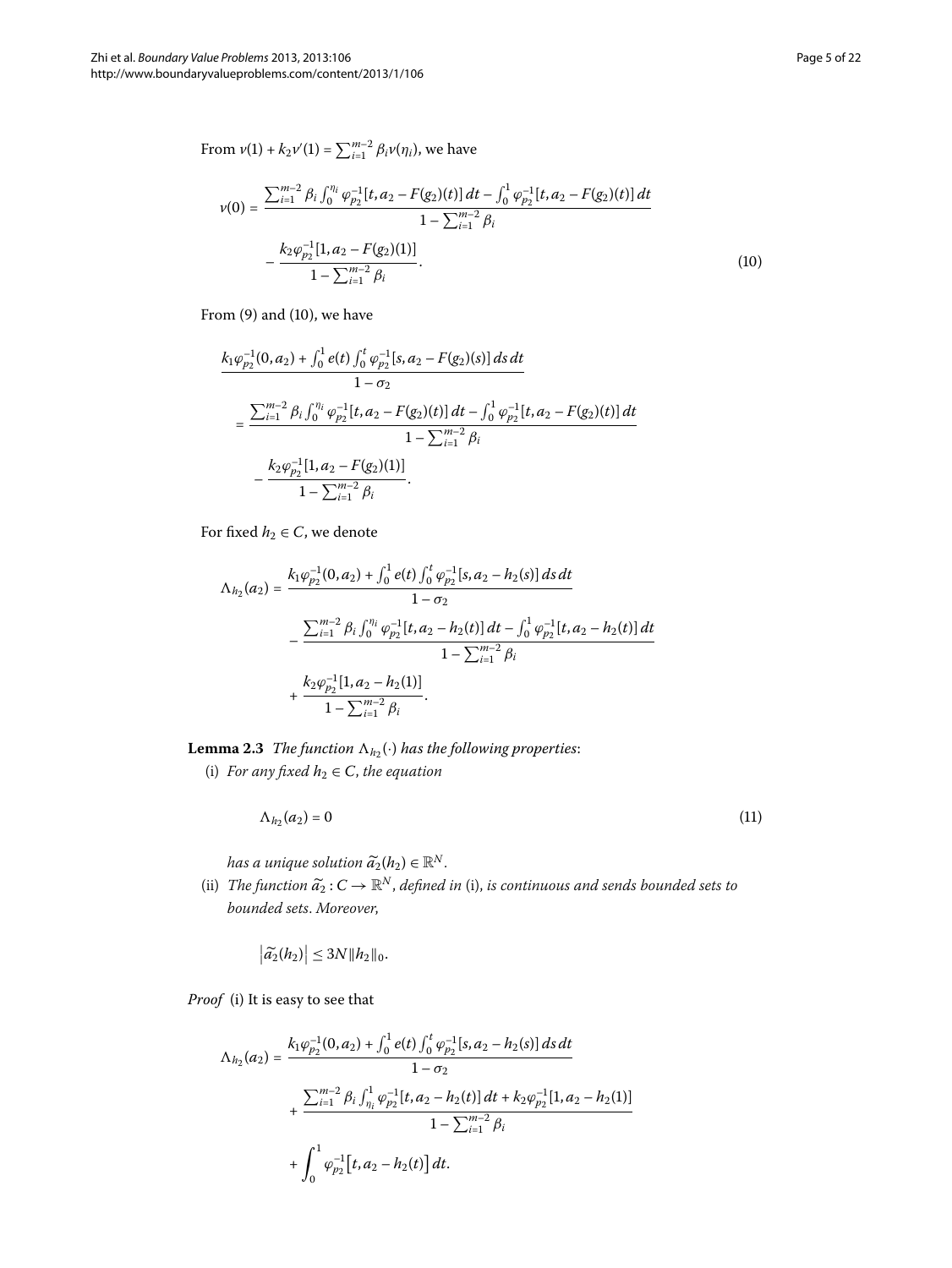From $v(1) + k_2 v'(1) = \sum_{i=1}^{m-2} \beta_i v(\eta_i)$, we have

$$v(0) = \frac{\sum_{i=1}^{m-2} \beta_i \int_0^{\eta_i} \varphi_{p_2}^{-1}[t, a_2 - F(g_2)(t)]\,dt - \int_0^1 \varphi_{p_2}^{-1}[t, a_2 - F(g_2)(t)]\,dt}{1 - \sum_{i=1}^{m-2} \beta_i} - \frac{k_2 \varphi_{p_2}^{-1}[1, a_2 - F(g_2)(1)]}{1 - \sum_{i=1}^{m-2} \beta_i}. \tag{10}$$

From (9) and (10), we have

$$\begin{aligned}
&\frac{k_1 \varphi_{p_2}^{-1}(0, a_2) + \int_0^1 e(t) \int_0^t \varphi_{p_2}^{-1}[s, a_2 - F(g_2)(s)]\,ds\,dt}{1 - \sigma_2} \\
&\quad = \frac{\sum_{i=1}^{m-2} \beta_i \int_0^{\eta_i} \varphi_{p_2}^{-1}[t, a_2 - F(g_2)(t)]\,dt - \int_0^1 \varphi_{p_2}^{-1}[t, a_2 - F(g_2)(t)]\,dt}{1 - \sum_{i=1}^{m-2} \beta_i} \\
&\qquad - \frac{k_2 \varphi_{p_2}^{-1}[1, a_2 - F(g_2)(1)]}{1 - \sum_{i=1}^{m-2} \beta_i}.
\end{aligned}$$

For fixed $h_2 \in C$, we denote

$$\begin{aligned}
\Lambda_{h_2}(a_2) = {}& \frac{k_1 \varphi_{p_2}^{-1}(0, a_2) + \int_0^1 e(t) \int_0^t \varphi_{p_2}^{-1}[s, a_2 - h_2(s)]\,ds\,dt}{1 - \sigma_2} \\
& - \frac{\sum_{i=1}^{m-2} \beta_i \int_0^{\eta_i} \varphi_{p_2}^{-1}[t, a_2 - h_2(t)]\,dt - \int_0^1 \varphi_{p_2}^{-1}[t, a_2 - h_2(t)]\,dt}{1 - \sum_{i=1}^{m-2} \beta_i} \\
& + \frac{k_2 \varphi_{p_2}^{-1}[1, a_2 - h_2(1)]}{1 - \sum_{i=1}^{m-2} \beta_i}.
\end{aligned}$$

**Lemma 2.3** *The function $\Lambda_{h_2}(\cdot)$ has the following properties*:

(i) *For any fixed $h_2 \in C$, the equation*

$$\Lambda_{h_2}(a_2) = 0 \tag{11}$$

*has a unique solution $\widetilde{a}_2(h_2) \in \mathbb{R}^N$.*

(ii) *The function $\widetilde{a}_2 : C \to \mathbb{R}^N$, defined in* (i), *is continuous and sends bounded sets to bounded sets. Moreover,*

$$\left|\widetilde{a}_2(h_2)\right| \le 3N \|h_2\|_0.$$

*Proof* (i) It is easy to see that

$$\begin{aligned}
\Lambda_{h_2}(a_2) = {}& \frac{k_1 \varphi_{p_2}^{-1}(0, a_2) + \int_0^1 e(t) \int_0^t \varphi_{p_2}^{-1}[s, a_2 - h_2(s)]\,ds\,dt}{1 - \sigma_2} \\
& + \frac{\sum_{i=1}^{m-2} \beta_i \int_{\eta_i}^1 \varphi_{p_2}^{-1}[t, a_2 - h_2(t)]\,dt + k_2 \varphi_{p_2}^{-1}[1, a_2 - h_2(1)]}{1 - \sum_{i=1}^{m-2} \beta_i} \\
& + \int_0^1 \varphi_{p_2}^{-1}\big[t, a_2 - h_2(t)\big]\,dt.
\end{aligned}$$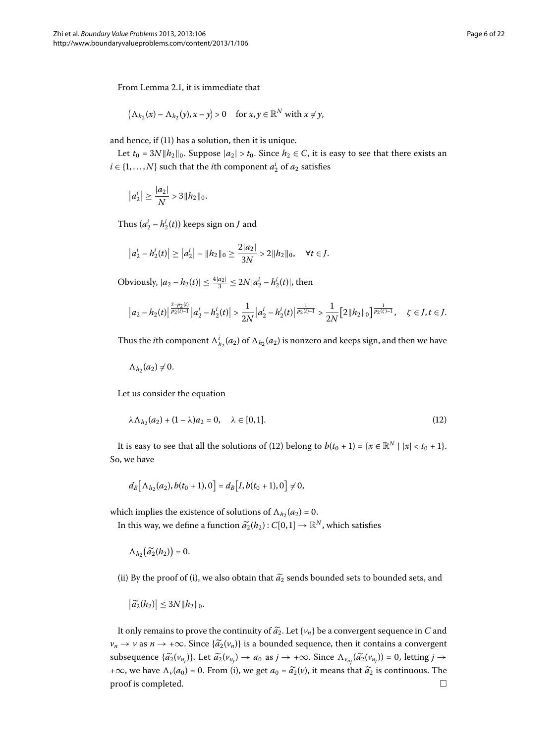From Lemma 2.1, it is immediate that

$$\langle \Lambda_{h_2}(x) - \Lambda_{h_2}(y), x - y \rangle > 0 \quad \text{for } x, y \in \mathbb{R}^N \text{ with } x \neq y,$$

and hence, if (11) has a solution, then it is unique.

Let $t_0 = 3N\|h_2\|_0$. Suppose $|a_2| > t_0$. Since $h_2 \in C$, it is easy to see that there exists an $i \in \{1, \dots, N\}$ such that the $i$th component $a_2^i$ of $a_2$ satisfies

$$|a_2^i| \geq \frac{|a_2|}{N} > 3\|h_2\|_0.$$

Thus $(a_2^i - h_2^i(t))$ keeps sign on $J$ and

$$|a_2^i - h_2^i(t)| \geq |a_2^i| - \|h_2\|_0 \geq \frac{2|a_2|}{3N} > 2\|h_2\|_0, \quad \forall t \in J.$$

Obviously, $|a_2 - h_2(t)| \leq \frac{4|a_2|}{3} \leq 2N|a_2^i - h_2^i(t)|$, then

$$|a_2 - h_2(t)|^{\frac{2-p_2(t)}{p_2(t)-1}} |a_2^i - h_2^i(t)| > \frac{1}{2N} |a_2^i - h_2^i(t)|^{\frac{1}{p_2(t)-1}} > \frac{1}{2N} [2\|h_2\|_0]^{\frac{1}{p_2(\zeta)-1}}, \quad \zeta \in J, t \in J.$$

Thus the $i$th component $\Lambda_{h_2}^i(a_2)$ of $\Lambda_{h_2}(a_2)$ is nonzero and keeps sign, and then we have

$$\Lambda_{h_2}(a_2) \neq 0.$$

Let us consider the equation

$$\lambda \Lambda_{h_2}(a_2) + (1 - \lambda) a_2 = 0, \quad \lambda \in [0, 1]. \tag{12}$$

It is easy to see that all the solutions of (12) belong to $b(t_0 + 1) = \{x \in \mathbb{R}^N \mid |x| < t_0 + 1\}$. So, we have

$$d_B[\Lambda_{h_2}(a_2), b(t_0 + 1), 0] = d_B[I, b(t_0 + 1), 0] \neq 0,$$

which implies the existence of solutions of $\Lambda_{h_2}(a_2) = 0$.

In this way, we define a function $\widetilde{a_2}(h_2) : C[0, 1] \to \mathbb{R}^N$, which satisfies

$$\Lambda_{h_2}(\widetilde{a_2}(h_2)) = 0.$$

(ii) By the proof of (i), we also obtain that $\widetilde{a_2}$ sends bounded sets to bounded sets, and

$$|\widetilde{a_2}(h_2)| \leq 3N\|h_2\|_0.$$

It only remains to prove the continuity of $\widetilde{a_2}$. Let $\{v_n\}$ be a convergent sequence in $C$ and $v_n \to v$ as $n \to +\infty$. Since $\{\widetilde{a_2}(v_n)\}$ is a bounded sequence, then it contains a convergent subsequence $\{\widetilde{a_2}(v_{n_j})\}$. Let $\widetilde{a_2}(v_{n_j}) \to a_0$ as $j \to +\infty$. Since $\Lambda_{v_{n_j}}(\widetilde{a_2}(v_{n_j})) = 0$, letting $j \to +\infty$, we have $\Lambda_v(a_0) = 0$. From (i), we get $a_0 = \widetilde{a_2}(v)$, it means that $\widetilde{a_2}$ is continuous. The proof is completed. □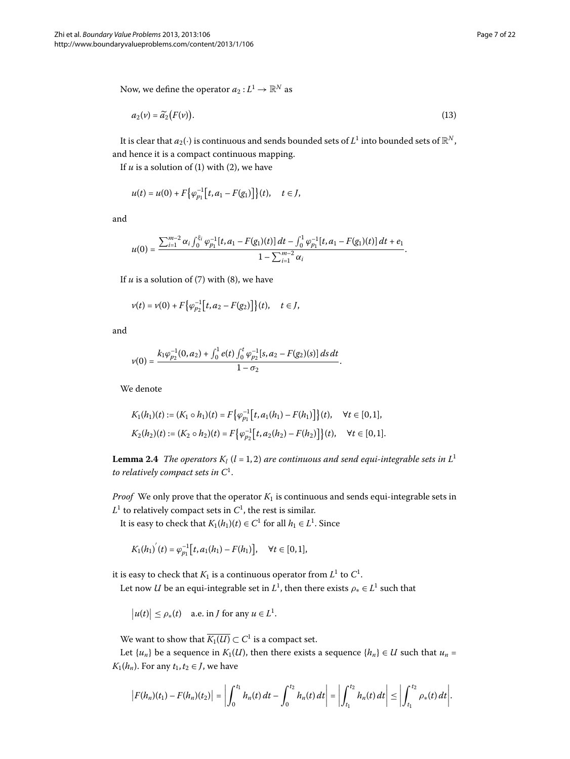Now, we define the operator $a_2 : L^1 \to \mathbb{R}^N$ as

$$a_2(v) = \widetilde{a}_2\big(F(v)\big). \tag{13}$$

It is clear that $a_2(\cdot)$ is continuous and sends bounded sets of $L^1$ into bounded sets of $\mathbb{R}^N$, and hence it is a compact continuous mapping.

If $u$ is a solution of (1) with (2), we have

$$u(t) = u(0) + F\big\{\varphi_{p_1}^{-1}\big[t, a_1 - F(g_1)\big]\big\}(t), \quad t \in J,$$

and

$$u(0) = \frac{\sum_{i=1}^{m-2} \alpha_i \int_0^{\xi_i} \varphi_{p_1}^{-1}[t, a_1 - F(g_1)(t)]\,dt - \int_0^1 \varphi_{p_1}^{-1}[t, a_1 - F(g_1)(t)]\,dt + e_1}{1 - \sum_{i=1}^{m-2} \alpha_i}.$$

If $u$ is a solution of (7) with (8), we have

$$v(t) = v(0) + F\big\{\varphi_{p_2}^{-1}\big[t, a_2 - F(g_2)\big]\big\}(t), \quad t \in J,$$

and

$$v(0) = \frac{k_1 \varphi_{p_2}^{-1}(0, a_2) + \int_0^1 e(t) \int_0^t \varphi_{p_2}^{-1}[s, a_2 - F(g_2)(s)]\,ds\,dt}{1 - \sigma_2}.$$

We denote

$$K_1(h_1)(t) := (K_1 \circ h_1)(t) = F\big\{\varphi_{p_1}^{-1}\big[t, a_1(h_1) - F(h_1)\big]\big\}(t), \quad \forall t \in [0,1],$$
$$K_2(h_2)(t) := (K_2 \circ h_2)(t) = F\big\{\varphi_{p_2}^{-1}\big[t, a_2(h_2) - F(h_2)\big]\big\}(t), \quad \forall t \in [0,1].$$

**Lemma 2.4** *The operators $K_l$ ($l = 1,2$) are continuous and send equi-integrable sets in $L^1$ to relatively compact sets in $C^1$.*

*Proof* We only prove that the operator $K_1$ is continuous and sends equi-integrable sets in $L^1$ to relatively compact sets in $C^1$, the rest is similar.

It is easy to check that $K_1(h_1)(t) \in C^1$ for all $h_1 \in L^1$. Since

$$K_1(h_1)'(t) = \varphi_{p_1}^{-1}\big[t, a_1(h_1) - F(h_1)\big], \quad \forall t \in [0,1],$$

it is easy to check that $K_1$ is a continuous operator from $L^1$ to $C^1$.

Let now $U$ be an equi-integrable set in $L^1$, then there exists $\rho_* \in L^1$ such that

$$\big|u(t)\big| \le \rho_*(t) \quad \text{a.e. in } J \text{ for any } u \in L^1.$$

We want to show that $\overline{K_1(U)} \subset C^1$ is a compact set.

Let $\{u_n\}$ be a sequence in $K_1(U)$, then there exists a sequence $\{h_n\} \in U$ such that $u_n = K_1(h_n)$. For any $t_1, t_2 \in J$, we have

$$\big|F(h_n)(t_1) - F(h_n)(t_2)\big| = \left|\int_0^{t_1} h_n(t)\,dt - \int_0^{t_2} h_n(t)\,dt\right| = \left|\int_{t_1}^{t_2} h_n(t)\,dt\right| \le \left|\int_{t_1}^{t_2} \rho_*(t)\,dt\right|.$$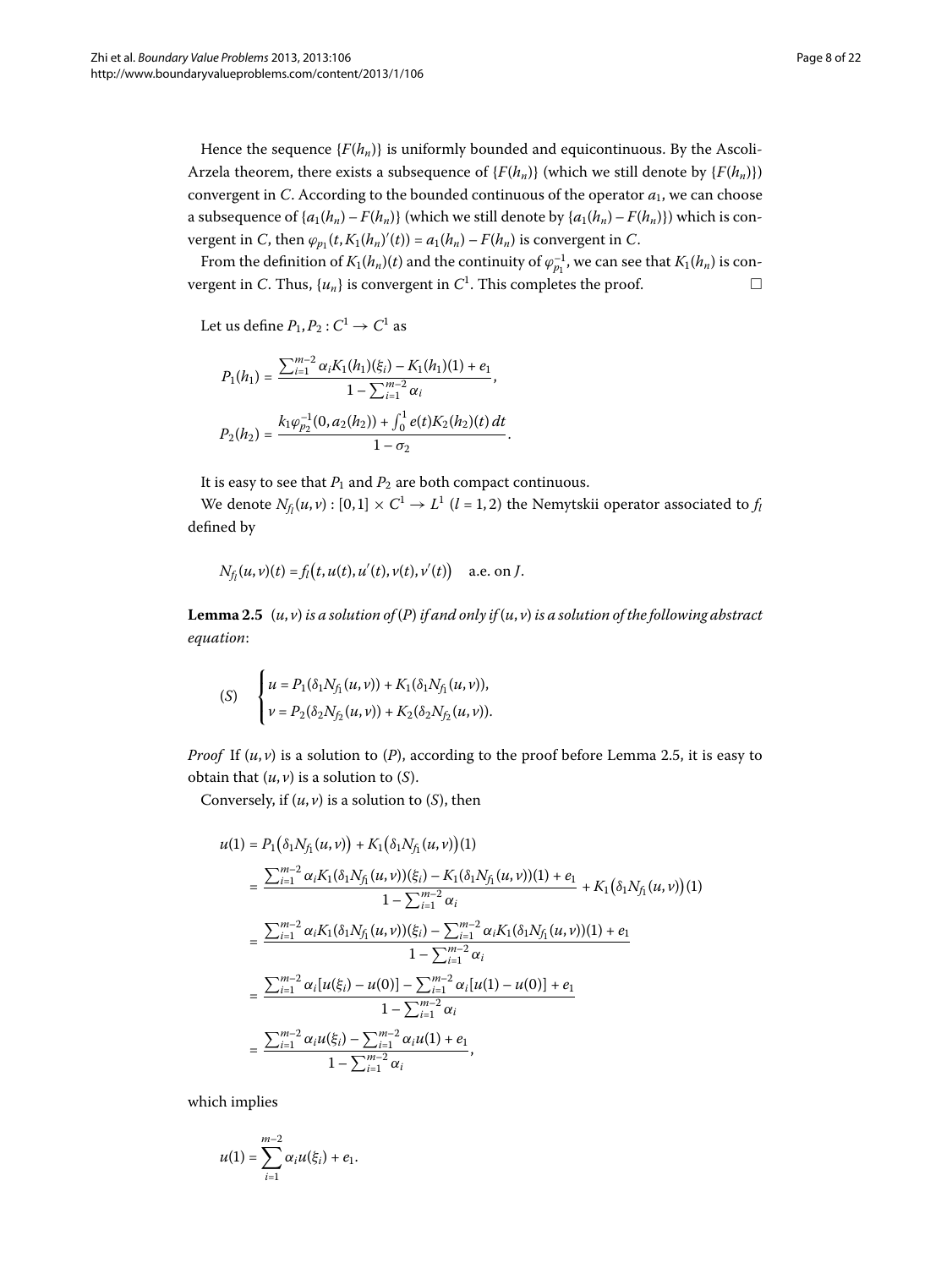Hence the sequence $\{F(h_n)\}$ is uniformly bounded and equicontinuous. By the Ascoli-Arzela theorem, there exists a subsequence of $\{F(h_n)\}$ (which we still denote by $\{F(h_n)\}$) convergent in $C$. According to the bounded continuous of the operator $a_1$, we can choose a subsequence of $\{a_1(h_n) - F(h_n)\}$ (which we still denote by $\{a_1(h_n) - F(h_n)\}$) which is convergent in $C$, then $\varphi_{p_1}(t, K_1(h_n)'(t)) = a_1(h_n) - F(h_n)$ is convergent in $C$.

From the definition of $K_1(h_n)(t)$ and the continuity of $\varphi_{p_1}^{-1}$, we can see that $K_1(h_n)$ is convergent in $C$. Thus, $\{u_n\}$ is convergent in $C^1$. This completes the proof. □

Let us define $P_1, P_2 : C^1 \to C^1$ as

$$P_1(h_1) = \frac{\sum_{i=1}^{m-2} \alpha_i K_1(h_1)(\xi_i) - K_1(h_1)(1) + e_1}{1 - \sum_{i=1}^{m-2} \alpha_i},$$

$$P_2(h_2) = \frac{k_1 \varphi_{p_2}^{-1}(0, a_2(h_2)) + \int_0^1 e(t) K_2(h_2)(t)\, dt}{1 - \sigma_2}.$$

It is easy to see that $P_1$ and $P_2$ are both compact continuous.

We denote $N_{f_l}(u,v) : [0,1] \times C^1 \to L^1$ $(l = 1,2)$ the Nemytskii operator associated to $f_l$ defined by

$$N_{f_l}(u,v)(t) = f_l\big(t, u(t), u'(t), v(t), v'(t)\big) \quad \text{a.e. on } J.$$

**Lemma 2.5** *$(u,v)$ is a solution of $(P)$ if and only if $(u,v)$ is a solution of the following abstract equation*:

$$(S) \quad \begin{cases} u = P_1(\delta_1 N_{f_1}(u,v)) + K_1(\delta_1 N_{f_1}(u,v)), \\ v = P_2(\delta_2 N_{f_2}(u,v)) + K_2(\delta_2 N_{f_2}(u,v)). \end{cases}$$

*Proof* If $(u,v)$ is a solution to $(P)$, according to the proof before Lemma 2.5, it is easy to obtain that $(u,v)$ is a solution to $(S)$.

Conversely, if $(u,v)$ is a solution to $(S)$, then

$$\begin{aligned}
u(1) &= P_1\big(\delta_1 N_{f_1}(u,v)\big) + K_1\big(\delta_1 N_{f_1}(u,v)\big)(1) \\
&= \frac{\sum_{i=1}^{m-2} \alpha_i K_1(\delta_1 N_{f_1}(u,v))(\xi_i) - K_1(\delta_1 N_{f_1}(u,v))(1) + e_1}{1 - \sum_{i=1}^{m-2} \alpha_i} + K_1\big(\delta_1 N_{f_1}(u,v)\big)(1) \\
&= \frac{\sum_{i=1}^{m-2} \alpha_i K_1(\delta_1 N_{f_1}(u,v))(\xi_i) - \sum_{i=1}^{m-2} \alpha_i K_1(\delta_1 N_{f_1}(u,v))(1) + e_1}{1 - \sum_{i=1}^{m-2} \alpha_i} \\
&= \frac{\sum_{i=1}^{m-2} \alpha_i [u(\xi_i) - u(0)] - \sum_{i=1}^{m-2} \alpha_i [u(1) - u(0)] + e_1}{1 - \sum_{i=1}^{m-2} \alpha_i} \\
&= \frac{\sum_{i=1}^{m-2} \alpha_i u(\xi_i) - \sum_{i=1}^{m-2} \alpha_i u(1) + e_1}{1 - \sum_{i=1}^{m-2} \alpha_i},
\end{aligned}$$

which implies

$$u(1) = \sum_{i=1}^{m-2} \alpha_i u(\xi_i) + e_1.$$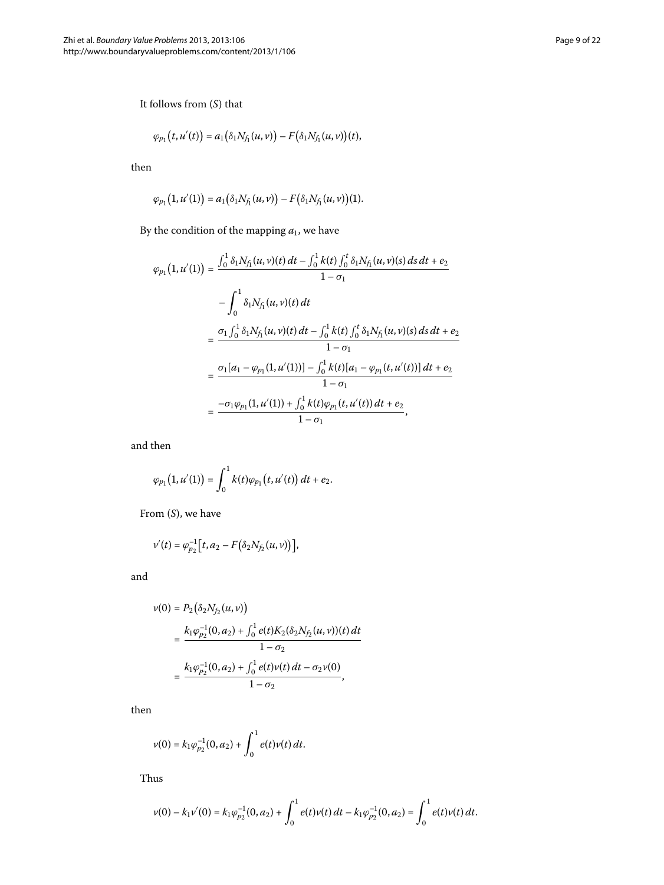It follows from $(S)$ that

$$\varphi_{p_1}(t, u'(t)) = a_1(\delta_1 N_{f_1}(u,v)) - F(\delta_1 N_{f_1}(u,v))(t),$$

then

$$\varphi_{p_1}(1, u'(1)) = a_1(\delta_1 N_{f_1}(u,v)) - F(\delta_1 N_{f_1}(u,v))(1).$$

By the condition of the mapping $a_1$, we have

$$\begin{aligned}
\varphi_{p_1}(1, u'(1)) &= \frac{\int_0^1 \delta_1 N_{f_1}(u,v)(t)\,dt - \int_0^1 k(t)\int_0^t \delta_1 N_{f_1}(u,v)(s)\,ds\,dt + e_2}{1-\sigma_1} \\
&\quad - \int_0^1 \delta_1 N_{f_1}(u,v)(t)\,dt \\
&= \frac{\sigma_1 \int_0^1 \delta_1 N_{f_1}(u,v)(t)\,dt - \int_0^1 k(t)\int_0^t \delta_1 N_{f_1}(u,v)(s)\,ds\,dt + e_2}{1-\sigma_1} \\
&= \frac{\sigma_1[a_1 - \varphi_{p_1}(1,u'(1))] - \int_0^1 k(t)[a_1 - \varphi_{p_1}(t,u'(t))]\,dt + e_2}{1-\sigma_1} \\
&= \frac{-\sigma_1 \varphi_{p_1}(1,u'(1)) + \int_0^1 k(t)\varphi_{p_1}(t,u'(t))\,dt + e_2}{1-\sigma_1},
\end{aligned}$$

and then

$$\varphi_{p_1}(1, u'(1)) = \int_0^1 k(t)\varphi_{p_1}(t, u'(t))\,dt + e_2.$$

From $(S)$, we have

$$v'(t) = \varphi_{p_2}^{-1}[t, a_2 - F(\delta_2 N_{f_2}(u,v))],$$

and

$$\begin{aligned}
v(0) &= P_2(\delta_2 N_{f_2}(u,v)) \\
&= \frac{k_1 \varphi_{p_2}^{-1}(0,a_2) + \int_0^1 e(t)K_2(\delta_2 N_{f_2}(u,v))(t)\,dt}{1-\sigma_2} \\
&= \frac{k_1 \varphi_{p_2}^{-1}(0,a_2) + \int_0^1 e(t)v(t)\,dt - \sigma_2 v(0)}{1-\sigma_2},
\end{aligned}$$

then

$$v(0) = k_1 \varphi_{p_2}^{-1}(0,a_2) + \int_0^1 e(t)v(t)\,dt.$$

Thus

$$v(0) - k_1 v'(0) = k_1 \varphi_{p_2}^{-1}(0,a_2) + \int_0^1 e(t)v(t)\,dt - k_1 \varphi_{p_2}^{-1}(0,a_2) = \int_0^1 e(t)v(t)\,dt.$$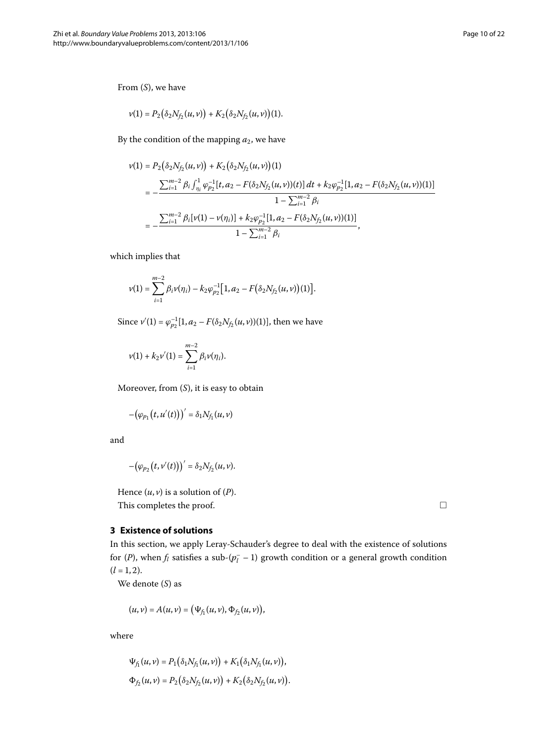From $(S)$, we have

$$v(1) = P_2\big(\delta_2 N_{f_2}(u,v)\big) + K_2\big(\delta_2 N_{f_2}(u,v)\big)(1).$$

By the condition of the mapping $a_2$, we have

$$\begin{aligned}
v(1) &= P_2\big(\delta_2 N_{f_2}(u,v)\big) + K_2\big(\delta_2 N_{f_2}(u,v)\big)(1) \\
&= -\frac{\sum_{i=1}^{m-2}\beta_i \int_{\eta_i}^{1} \varphi_{p_2}^{-1}[t, a_2 - F(\delta_2 N_{f_2}(u,v))(t)]\,dt + k_2\varphi_{p_2}^{-1}[1, a_2 - F(\delta_2 N_{f_2}(u,v))(1)]}{1-\sum_{i=1}^{m-2}\beta_i} \\
&= -\frac{\sum_{i=1}^{m-2}\beta_i [v(1) - v(\eta_i)] + k_2\varphi_{p_2}^{-1}[1, a_2 - F(\delta_2 N_{f_2}(u,v))(1)]}{1-\sum_{i=1}^{m-2}\beta_i},
\end{aligned}$$

which implies that

$$v(1) = \sum_{i=1}^{m-2}\beta_i v(\eta_i) - k_2\varphi_{p_2}^{-1}\big[1, a_2 - F\big(\delta_2 N_{f_2}(u,v)\big)(1)\big].$$

Since $v'(1) = \varphi_{p_2}^{-1}[1, a_2 - F(\delta_2 N_{f_2}(u,v))(1)]$, then we have

$$v(1) + k_2 v'(1) = \sum_{i=1}^{m-2}\beta_i v(\eta_i).$$

Moreover, from $(S)$, it is easy to obtain

$$-\big(\varphi_{p_1}\big(t, u'(t)\big)\big)' = \delta_1 N_{f_1}(u,v)$$

and

$$-\big(\varphi_{p_2}\big(t, v'(t)\big)\big)' = \delta_2 N_{f_2}(u,v).$$

Hence $(u,v)$ is a solution of $(P)$.

This completes the proof. □

## 3 Existence of solutions

In this section, we apply Leray-Schauder's degree to deal with the existence of solutions for $(P)$, when $f_l$ satisfies a sub-$(p_l^- - 1)$ growth condition or a general growth condition $(l = 1,2)$.

We denote $(S)$ as

$$(u,v) = A(u,v) = \big(\Psi_{f_1}(u,v), \Phi_{f_2}(u,v)\big),$$

where

$$\begin{aligned}
\Psi_{f_1}(u,v) &= P_1\big(\delta_1 N_{f_1}(u,v)\big) + K_1\big(\delta_1 N_{f_1}(u,v)\big), \\
\Phi_{f_2}(u,v) &= P_2\big(\delta_2 N_{f_2}(u,v)\big) + K_2\big(\delta_2 N_{f_2}(u,v)\big).
\end{aligned}$$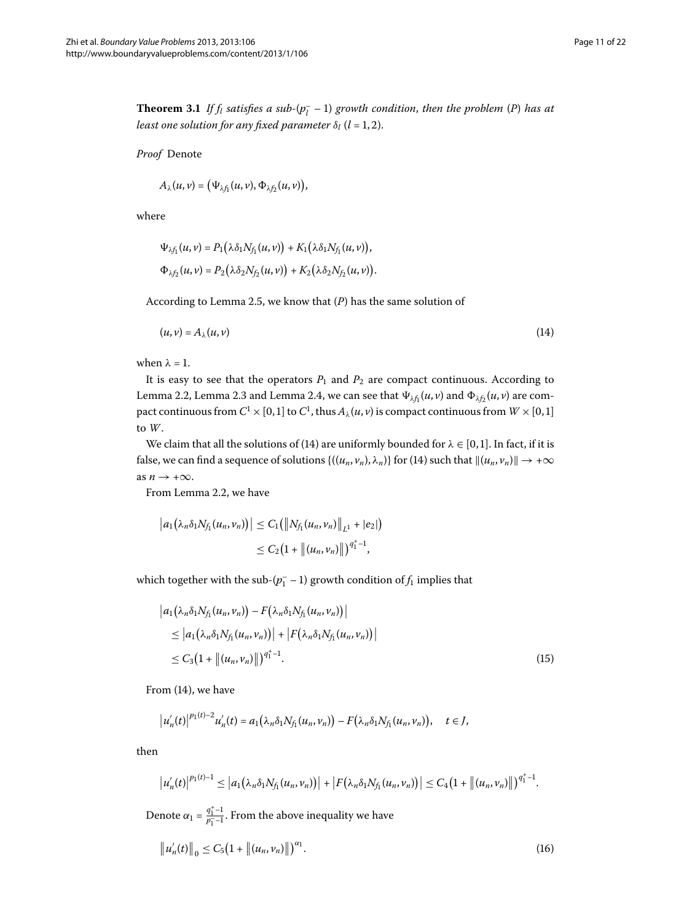**Theorem 3.1** *If $f_l$ satisfies a sub-$(p_l^- - 1)$ growth condition, then the problem* (*P*) *has at least one solution for any fixed parameter $\delta_l$ $(l = 1, 2)$.*

*Proof* Denote

$$A_\lambda(u,v) = \left(\Psi_{\lambda f_1}(u,v), \Phi_{\lambda f_2}(u,v)\right),$$

where

$$\Psi_{\lambda f_1}(u,v) = P_1\left(\lambda \delta_1 N_{f_1}(u,v)\right) + K_1\left(\lambda \delta_1 N_{f_1}(u,v)\right),$$
$$\Phi_{\lambda f_2}(u,v) = P_2\left(\lambda \delta_2 N_{f_2}(u,v)\right) + K_2\left(\lambda \delta_2 N_{f_2}(u,v)\right).$$

According to Lemma 2.5, we know that (*P*) has the same solution of

$$(u,v) = A_\lambda(u,v) \tag{14}$$

when $\lambda = 1$.

It is easy to see that the operators $P_1$ and $P_2$ are compact continuous. According to Lemma 2.2, Lemma 2.3 and Lemma 2.4, we can see that $\Psi_{\lambda f_1}(u,v)$ and $\Phi_{\lambda f_2}(u,v)$ are compact continuous from $C^1 \times [0,1]$ to $C^1$, thus $A_\lambda(u,v)$ is compact continuous from $W \times [0,1]$ to $W$.

We claim that all the solutions of (14) are uniformly bounded for $\lambda \in [0,1]$. In fact, if it is false, we can find a sequence of solutions $\{((u_n,v_n),\lambda_n)\}$ for (14) such that $\|(u_n,v_n)\| \to +\infty$ as $n \to +\infty$.

From Lemma 2.2, we have

$$\begin{aligned}
\left|a_1\left(\lambda_n \delta_1 N_{f_1}(u_n,v_n)\right)\right| &\le C_1\left(\left\|N_{f_1}(u_n,v_n)\right\|_{L^1} + |e_2|\right) \\
&\le C_2\left(1 + \left\|(u_n,v_n)\right\|\right)^{q_1^+ - 1},
\end{aligned}$$

which together with the sub-$(p_1^- - 1)$ growth condition of $f_1$ implies that

$$\begin{aligned}
&\left|a_1\left(\lambda_n \delta_1 N_{f_1}(u_n,v_n)\right) - F\left(\lambda_n \delta_1 N_{f_1}(u_n,v_n)\right)\right| \\
&\quad \le \left|a_1\left(\lambda_n \delta_1 N_{f_1}(u_n,v_n)\right)\right| + \left|F\left(\lambda_n \delta_1 N_{f_1}(u_n,v_n)\right)\right| \\
&\quad \le C_3\left(1 + \left\|(u_n,v_n)\right\|\right)^{q_1^+ - 1}.
\end{aligned} \tag{15}$$

From (14), we have

$$\left|u_n'(t)\right|^{p_1(t)-2} u_n'(t) = a_1\left(\lambda_n \delta_1 N_{f_1}(u_n,v_n)\right) - F\left(\lambda_n \delta_1 N_{f_1}(u_n,v_n)\right), \quad t \in J,$$

then

$$\left|u_n'(t)\right|^{p_1(t)-1} \le \left|a_1\left(\lambda_n \delta_1 N_{f_1}(u_n,v_n)\right)\right| + \left|F\left(\lambda_n \delta_1 N_{f_1}(u_n,v_n)\right)\right| \le C_4\left(1 + \left\|(u_n,v_n)\right\|\right)^{q_1^+ - 1}.$$

Denote $\alpha_1 = \frac{q_1^+ - 1}{p_1^- - 1}$. From the above inequality we have

$$\left\|u_n'(t)\right\|_0 \le C_5\left(1 + \left\|(u_n,v_n)\right\|\right)^{\alpha_1}. \tag{16}$$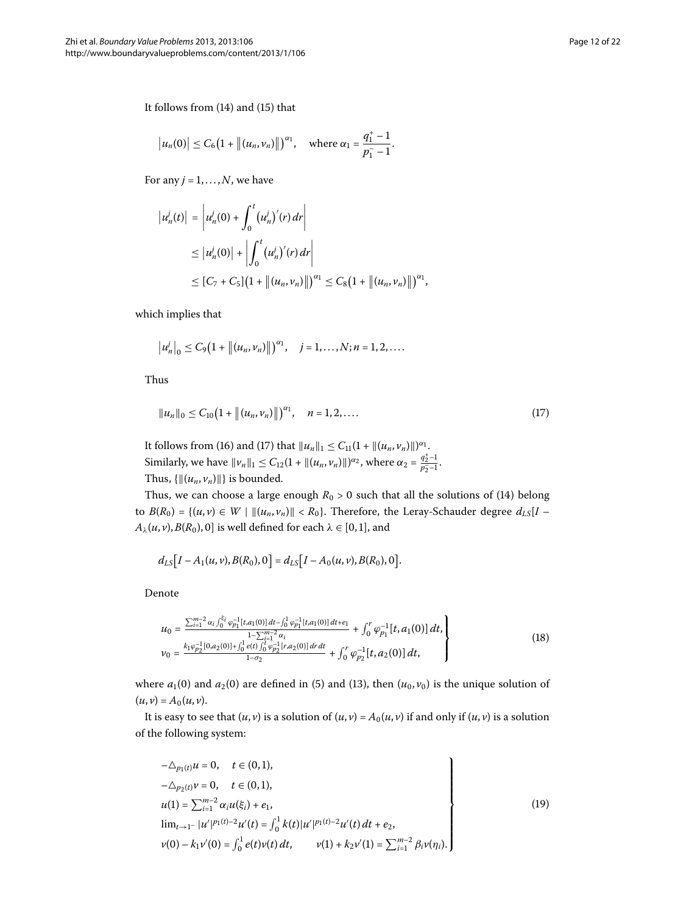It follows from (14) and (15) that

$$\left|u_n(0)\right| \le C_6\left(1+\left\|(u_n,v_n)\right\|\right)^{\alpha_1}, \quad \text{where } \alpha_1 = \frac{q_1^+ - 1}{p_1^- - 1}.$$

For any $j = 1,\ldots,N$, we have

$$\begin{aligned}
\left|u_n^j(t)\right| &= \left|u_n^j(0) + \int_0^t \left(u_n^j\right)'(r)\,dr\right| \\
&\le \left|u_n^j(0)\right| + \left|\int_0^t \left(u_n^j\right)'(r)\,dr\right| \\
&\le [C_7 + C_5]\left(1+\left\|(u_n,v_n)\right\|\right)^{\alpha_1} \le C_8\left(1+\left\|(u_n,v_n)\right\|\right)^{\alpha_1},
\end{aligned}$$

which implies that

$$\left|u_n^j\right|_0 \le C_9\left(1+\left\|(u_n,v_n)\right\|\right)^{\alpha_1}, \quad j = 1,\ldots,N; n = 1,2,\ldots.$$

Thus

$$\|u_n\|_0 \le C_{10}\left(1+\left\|(u_n,v_n)\right\|\right)^{\alpha_1}, \quad n = 1,2,\ldots. \tag{17}$$

It follows from (16) and (17) that $\|u_n\|_1 \le C_{11}(1+\|(u_n,v_n)\|)^{\alpha_1}$.

Similarly, we have $\|v_n\|_1 \le C_{12}(1+\|(u_n,v_n)\|)^{\alpha_2}$, where $\alpha_2 = \frac{q_2^+-1}{p_2^--1}$.

Thus, $\{\|(u_n,v_n)\|\}$ is bounded.

Thus, we can choose a large enough $R_0 > 0$ such that all the solutions of (14) belong to $B(R_0) = \{(u,v) \in W \mid \|(u_n,v_n)\| < R_0\}$. Therefore, the Leray-Schauder degree $d_{LS}[I - A_\lambda(u,v), B(R_0), 0]$ is well defined for each $\lambda \in [0,1]$, and

$$d_{LS}\left[I - A_1(u,v), B(R_0), 0\right] = d_{LS}\left[I - A_0(u,v), B(R_0), 0\right].$$

Denote

$$\left.\begin{aligned}
u_0 &= \frac{\sum_{i=1}^{m-2}\alpha_i \int_0^{\xi_i}\varphi_{p_1}^{-1}[t,a_1(0)]\,dt - \int_0^1 \varphi_{p_1}^{-1}[t,a_1(0)]\,dt + e_1}{1-\sum_{i=1}^{m-2}\alpha_i} + \int_0^r \varphi_{p_1}^{-1}[t,a_1(0)]\,dt, \\
v_0 &= \frac{k_1\varphi_{p_2}^{-1}[0,a_2(0)] + \int_0^1 e(t)\int_0^t \varphi_{p_2}^{-1}[r,a_2(0)]\,dr\,dt}{1-\sigma_2} + \int_0^r \varphi_{p_2}^{-1}[t,a_2(0)]\,dt,
\end{aligned}\right\} \tag{18}$$

where $a_1(0)$ and $a_2(0)$ are defined in (5) and (13), then $(u_0,v_0)$ is the unique solution of $(u,v) = A_0(u,v)$.

It is easy to see that $(u,v)$ is a solution of $(u,v) = A_0(u,v)$ if and only if $(u,v)$ is a solution of the following system:

$$\left.\begin{aligned}
&-\triangle_{p_1(t)}u = 0, \quad t \in (0,1), \\
&-\triangle_{p_2(t)}v = 0, \quad t \in (0,1), \\
&u(1) = \sum_{i=1}^{m-2}\alpha_i u(\xi_i) + e_1, \\
&\lim_{t\to 1^-}|u'|^{p_1(t)-2}u'(t) = \int_0^1 k(t)|u'|^{p_1(t)-2}u'(t)\,dt + e_2, \\
&v(0) - k_1 v'(0) = \int_0^1 e(t)v(t)\,dt, \qquad v(1) + k_2 v'(1) = \sum_{i=1}^{m-2}\beta_i v(\eta_i).
\end{aligned}\right\} \tag{19}$$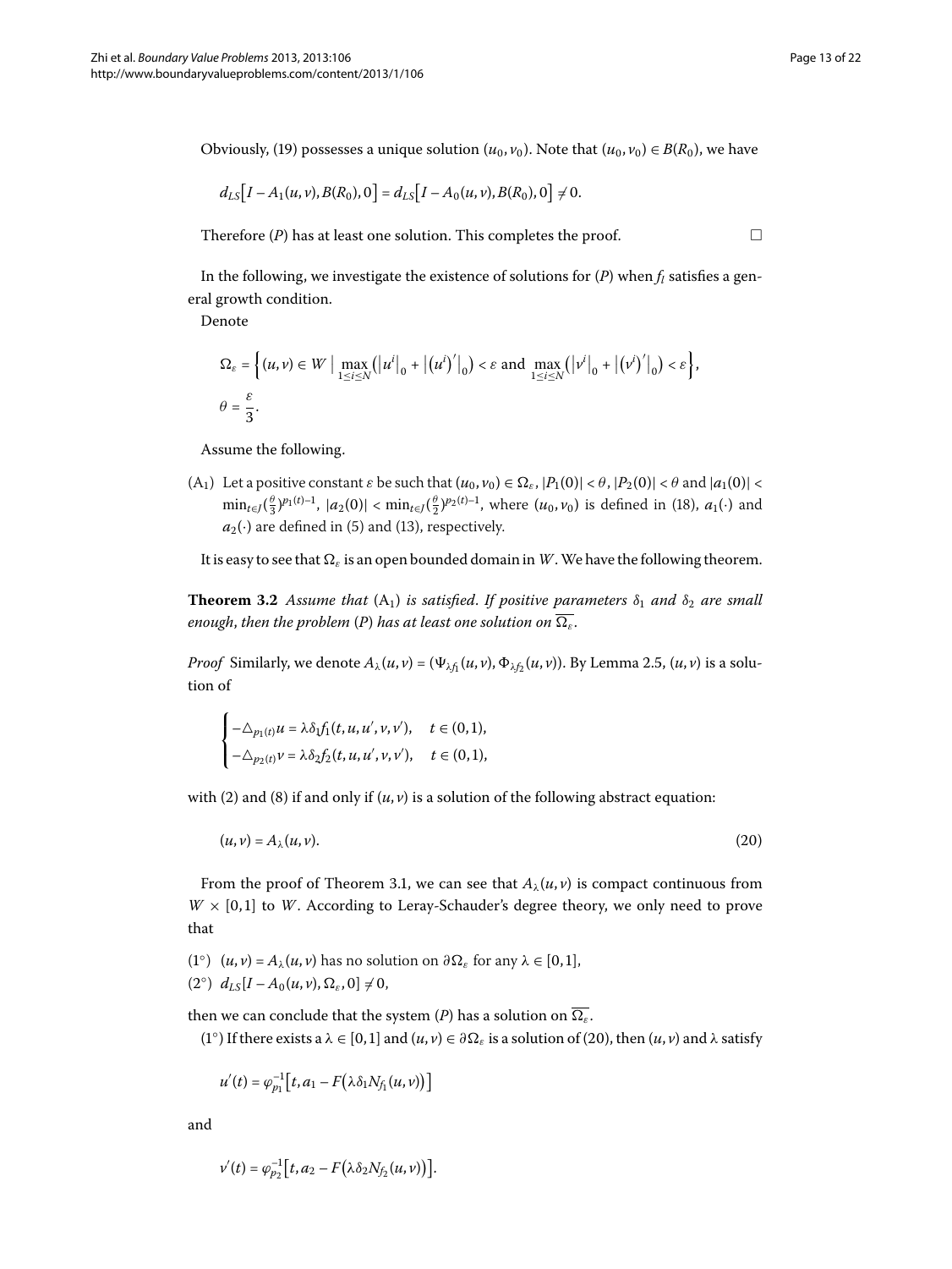Obviously, (19) possesses a unique solution $(u_0, v_0)$. Note that $(u_0, v_0) \in B(R_0)$, we have

$$d_{LS}\big[I - A_1(u,v), B(R_0), 0\big] = d_{LS}\big[I - A_0(u,v), B(R_0), 0\big] \neq 0.$$

Therefore $(P)$ has at least one solution. This completes the proof. □

In the following, we investigate the existence of solutions for $(P)$ when $f_l$ satisfies a general growth condition.

Denote

$$\Omega_\varepsilon = \Big\{(u,v) \in W \;\Big|\; \max_{1\le i\le N}\big(|u^i|_0 + |(u^i)'|_0\big) < \varepsilon \text{ and } \max_{1\le i\le N}\big(|v^i|_0 + |(v^i)'|_0\big) < \varepsilon\Big\},$$
$$\theta = \frac{\varepsilon}{3}.$$

Assume the following.

($A_1$) Let a positive constant $\varepsilon$ be such that $(u_0, v_0) \in \Omega_\varepsilon$, $|P_1(0)| < \theta$, $|P_2(0)| < \theta$ and $|a_1(0)| < \min_{t\in J}(\frac{\theta}{3})^{p_1(t)-1}$, $|a_2(0)| < \min_{t\in J}(\frac{\theta}{2})^{p_2(t)-1}$, where $(u_0, v_0)$ is defined in (18), $a_1(\cdot)$ and $a_2(\cdot)$ are defined in (5) and (13), respectively.

It is easy to see that $\Omega_\varepsilon$ is an open bounded domain in $W$. We have the following theorem.

**Theorem 3.2** *Assume that* ($A_1$) *is satisfied. If positive parameters* $\delta_1$ *and* $\delta_2$ *are small enough, then the problem* $(P)$ *has at least one solution on* $\overline{\Omega_\varepsilon}$.

*Proof* Similarly, we denote $A_\lambda(u,v) = (\Psi_{\lambda f_1}(u,v), \Phi_{\lambda f_2}(u,v))$. By Lemma 2.5, $(u,v)$ is a solution of

$$\begin{cases} -\triangle_{p_1(t)}u = \lambda\delta_1 f_1(t,u,u',v,v'), & t \in (0,1), \\ -\triangle_{p_2(t)}v = \lambda\delta_2 f_2(t,u,u',v,v'), & t \in (0,1), \end{cases}$$

with (2) and (8) if and only if $(u,v)$ is a solution of the following abstract equation:

$$(u,v) = A_\lambda(u,v). \tag{20}$$

From the proof of Theorem 3.1, we can see that $A_\lambda(u,v)$ is compact continuous from $W \times [0,1]$ to $W$. According to Leray-Schauder's degree theory, we only need to prove that

(1°) $(u,v) = A_\lambda(u,v)$ has no solution on $\partial\Omega_\varepsilon$ for any $\lambda \in [0,1]$,

(2°) $d_{LS}[I - A_0(u,v), \Omega_\varepsilon, 0] \neq 0$,

then we can conclude that the system $(P)$ has a solution on $\overline{\Omega_\varepsilon}$.

(1°) If there exists a $\lambda \in [0,1]$ and $(u,v) \in \partial\Omega_\varepsilon$ is a solution of (20), then $(u,v)$ and $\lambda$ satisfy

$$u'(t) = \varphi_{p_1}^{-1}\big[t, a_1 - F\big(\lambda\delta_1 N_{f_1}(u,v)\big)\big]$$

and

$$v'(t) = \varphi_{p_2}^{-1}\big[t, a_2 - F\big(\lambda\delta_2 N_{f_2}(u,v)\big)\big].$$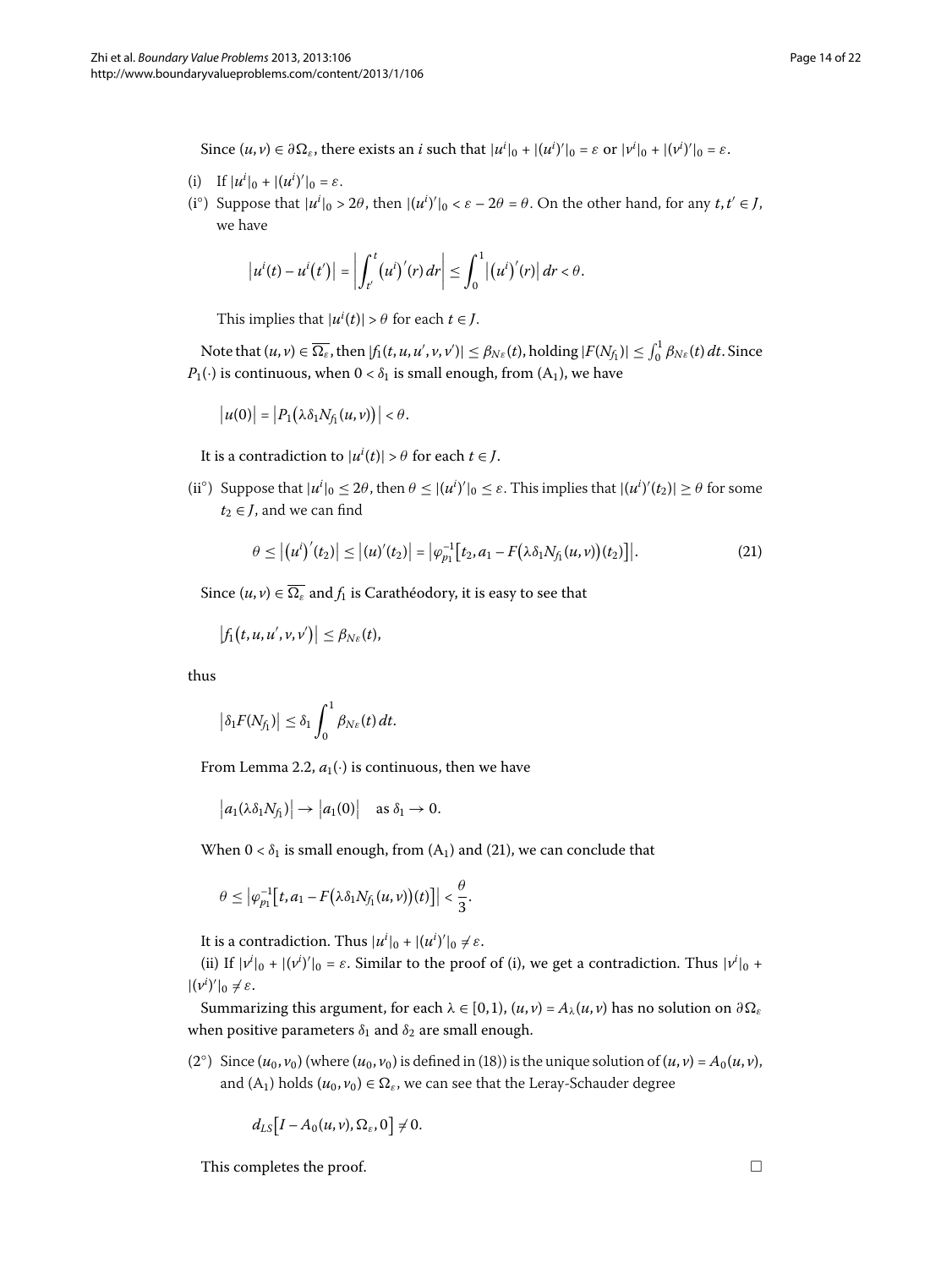Since $(u,v) \in \partial\Omega_\varepsilon$, there exists an $i$ such that $|u^i|_0 + |(u^i)'|_0 = \varepsilon$ or $|v^i|_0 + |(v^i)'|_0 = \varepsilon$.

(i) If $|u^i|_0 + |(u^i)'|_0 = \varepsilon$.

(i°) Suppose that $|u^i|_0 > 2\theta$, then $|(u^i)'|_0 < \varepsilon - 2\theta = \theta$. On the other hand, for any $t, t' \in J$, we have

$$\left|u^i(t) - u^i(t')\right| = \left|\int_{t'}^{t} \left(u^i\right)'(r)\,dr\right| \le \int_0^1 \left|\left(u^i\right)'(r)\right|dr < \theta.$$

This implies that $|u^i(t)| > \theta$ for each $t \in J$.

Note that $(u,v) \in \overline{\Omega_\varepsilon}$, then $|f_1(t,u,u',v,v')| \le \beta_{N\varepsilon}(t)$, holding $|F(N_{f_1})| \le \int_0^1 \beta_{N\varepsilon}(t)\,dt$. Since $P_1(\cdot)$ is continuous, when $0 < \delta_1$ is small enough, from $(\mathrm{A}_1)$, we have

$$\left|u(0)\right| = \left|P_1\left(\lambda\delta_1 N_{f_1}(u,v)\right)\right| < \theta.$$

It is a contradiction to $|u^i(t)| > \theta$ for each $t \in J$.

(ii°) Suppose that $|u^i|_0 \le 2\theta$, then $\theta \le |(u^i)'|_0 \le \varepsilon$. This implies that $|(u^i)'(t_2)| \ge \theta$ for some $t_2 \in J$, and we can find

$$\theta \le \left|\left(u^i\right)'(t_2)\right| \le \left|(u)'(t_2)\right| = \left|\varphi_{p_1}^{-1}\left[t_2, a_1 - F\left(\lambda\delta_1 N_{f_1}(u,v)\right)(t_2)\right]\right|. \tag{21}$$

Since $(u,v) \in \overline{\Omega_\varepsilon}$ and $f_1$ is Carathéodory, it is easy to see that

$$\left|f_1\left(t,u,u',v,v'\right)\right| \le \beta_{N\varepsilon}(t),$$

thus

$$\left|\delta_1 F(N_{f_1})\right| \le \delta_1 \int_0^1 \beta_{N\varepsilon}(t)\,dt.$$

From Lemma 2.2, $a_1(\cdot)$ is continuous, then we have

$$\left|a_1(\lambda\delta_1 N_{f_1})\right| \to \left|a_1(0)\right| \quad \text{as } \delta_1 \to 0.$$

When $0 < \delta_1$ is small enough, from $(\mathrm{A}_1)$ and (21), we can conclude that

$$\theta \le \left|\varphi_{p_1}^{-1}\left[t, a_1 - F\left(\lambda\delta_1 N_{f_1}(u,v)\right)(t)\right]\right| < \frac{\theta}{3}.$$

It is a contradiction. Thus $|u^i|_0 + |(u^i)'|_0 \ne \varepsilon$.

(ii) If $|v^i|_0 + |(v^i)'|_0 = \varepsilon$. Similar to the proof of (i), we get a contradiction. Thus $|v^i|_0 + |(v^i)'|_0 \ne \varepsilon$.

Summarizing this argument, for each $\lambda \in [0,1)$, $(u,v) = A_\lambda(u,v)$ has no solution on $\partial\Omega_\varepsilon$ when positive parameters $\delta_1$ and $\delta_2$ are small enough.

(2°) Since $(u_0, v_0)$ (where $(u_0, v_0)$ is defined in (18)) is the unique solution of $(u,v) = A_0(u,v)$, and $(\mathrm{A}_1)$ holds $(u_0, v_0) \in \Omega_\varepsilon$, we can see that the Leray-Schauder degree

$$d_{LS}\left[I - A_0(u,v), \Omega_\varepsilon, 0\right] \ne 0.$$

This completes the proof. □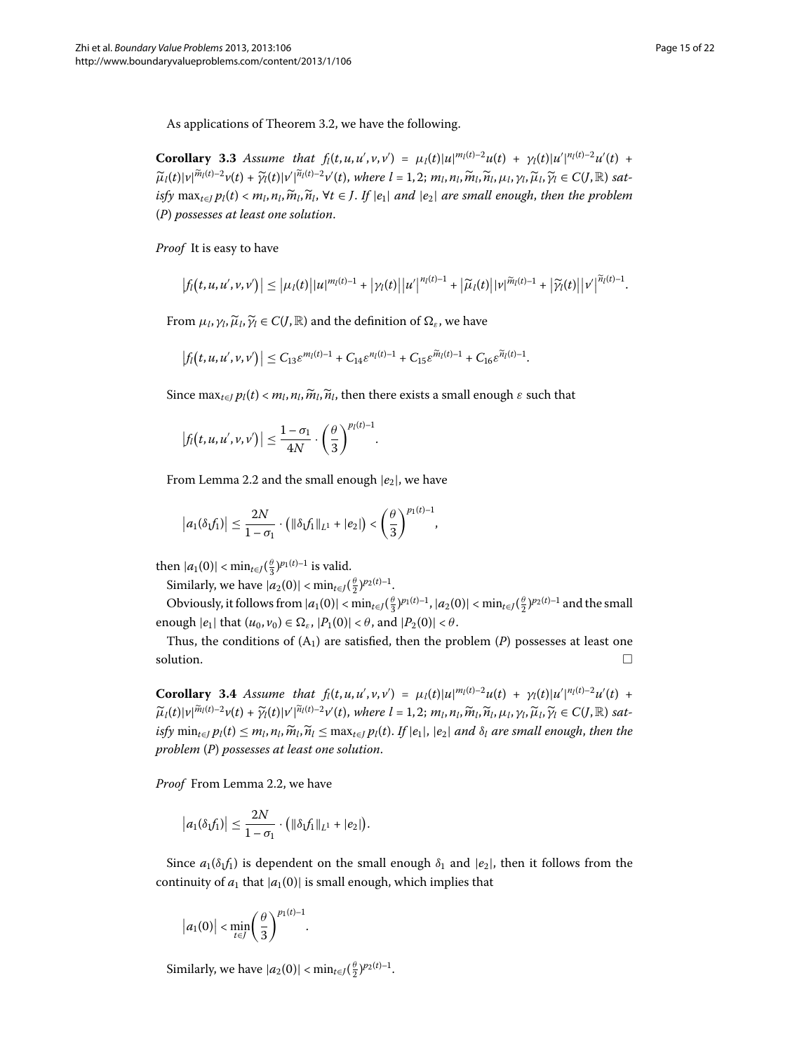As applications of Theorem 3.2, we have the following.

**Corollary 3.3** *Assume that $f_l(t,u,u',v,v') = \mu_l(t)|u|^{m_l(t)-2}u(t) + \gamma_l(t)|u'|^{n_l(t)-2}u'(t) + \widetilde{\mu}_l(t)|v|^{\widetilde{m}_l(t)-2}v(t) + \widetilde{\gamma}_l(t)|v'|^{\widetilde{n}_l(t)-2}v'(t)$, where $l = 1,2$; $m_l, n_l, \widetilde{m}_l, \widetilde{n}_l, \mu_l, \gamma_l, \widetilde{\mu}_l, \widetilde{\gamma}_l \in C(J,\mathbb{R})$ satisfy $\max_{t\in J} p_l(t) < m_l, n_l, \widetilde{m}_l, \widetilde{n}_l$, $\forall t \in J$. If $|e_1|$ and $|e_2|$ are small enough, then the problem $(P)$ possesses at least one solution.*

*Proof* It is easy to have

$$\left|f_l(t,u,u',v,v')\right| \le \left|\mu_l(t)\right||u|^{m_l(t)-1} + \left|\gamma_l(t)\right|\left|u'\right|^{n_l(t)-1} + \left|\widetilde{\mu}_l(t)\right||v|^{\widetilde{m}_l(t)-1} + \left|\widetilde{\gamma}_l(t)\right|\left|v'\right|^{\widetilde{n}_l(t)-1}.$$

From $\mu_l, \gamma_l, \widetilde{\mu}_l, \widetilde{\gamma}_l \in C(J,\mathbb{R})$ and the definition of $\Omega_\varepsilon$, we have

$$\left|f_l(t,u,u',v,v')\right| \le C_{13}\varepsilon^{m_l(t)-1} + C_{14}\varepsilon^{n_l(t)-1} + C_{15}\varepsilon^{\widetilde{m}_l(t)-1} + C_{16}\varepsilon^{\widetilde{n}_l(t)-1}.$$

Since $\max_{t\in J} p_l(t) < m_l, n_l, \widetilde{m}_l, \widetilde{n}_l$, then there exists a small enough $\varepsilon$ such that

$$\left|f_l(t,u,u',v,v')\right| \le \frac{1-\sigma_1}{4N} \cdot \left(\frac{\theta}{3}\right)^{p_l(t)-1}.$$

From Lemma 2.2 and the small enough $|e_2|$, we have

$$\left|a_1(\delta_1 f_1)\right| \le \frac{2N}{1-\sigma_1} \cdot \left(\|\delta_1 f_1\|_{L^1} + |e_2|\right) < \left(\frac{\theta}{3}\right)^{p_1(t)-1},$$

then $|a_1(0)| < \min_{t\in J}(\frac{\theta}{3})^{p_1(t)-1}$ is valid.

Similarly, we have $|a_2(0)| < \min_{t\in J}(\frac{\theta}{2})^{p_2(t)-1}$.

Obviously, it follows from $|a_1(0)| < \min_{t\in J}(\frac{\theta}{3})^{p_1(t)-1}$, $|a_2(0)| < \min_{t\in J}(\frac{\theta}{2})^{p_2(t)-1}$ and the small enough $|e_1|$ that $(u_0, v_0) \in \Omega_\varepsilon$, $|P_1(0)| < \theta$, and $|P_2(0)| < \theta$.

Thus, the conditions of $(A_1)$ are satisfied, then the problem $(P)$ possesses at least one solution. □

**Corollary 3.4** *Assume that $f_l(t,u,u',v,v') = \mu_l(t)|u|^{m_l(t)-2}u(t) + \gamma_l(t)|u'|^{n_l(t)-2}u'(t) + \widetilde{\mu}_l(t)|v|^{\widetilde{m}_l(t)-2}v(t) + \widetilde{\gamma}_l(t)|v'|^{\widetilde{n}_l(t)-2}v'(t)$, where $l = 1,2$; $m_l, n_l, \widetilde{m}_l, \widetilde{n}_l, \mu_l, \gamma_l, \widetilde{\mu}_l, \widetilde{\gamma}_l \in C(J,\mathbb{R})$ satisfy $\min_{t\in J} p_l(t) \le m_l, n_l, \widetilde{m}_l, \widetilde{n}_l \le \max_{t\in J} p_l(t)$. If $|e_1|$, $|e_2|$ and $\delta_l$ are small enough, then the problem $(P)$ possesses at least one solution.*

*Proof* From Lemma 2.2, we have

$$\left|a_1(\delta_1 f_1)\right| \le \frac{2N}{1-\sigma_1} \cdot \left(\|\delta_1 f_1\|_{L^1} + |e_2|\right).$$

Since $a_1(\delta_1 f_1)$ is dependent on the small enough $\delta_1$ and $|e_2|$, then it follows from the continuity of $a_1$ that $|a_1(0)|$ is small enough, which implies that

$$\left|a_1(0)\right| < \min_{t\in J}\left(\frac{\theta}{3}\right)^{p_1(t)-1}.$$

Similarly, we have $|a_2(0)| < \min_{t\in J}(\frac{\theta}{2})^{p_2(t)-1}$.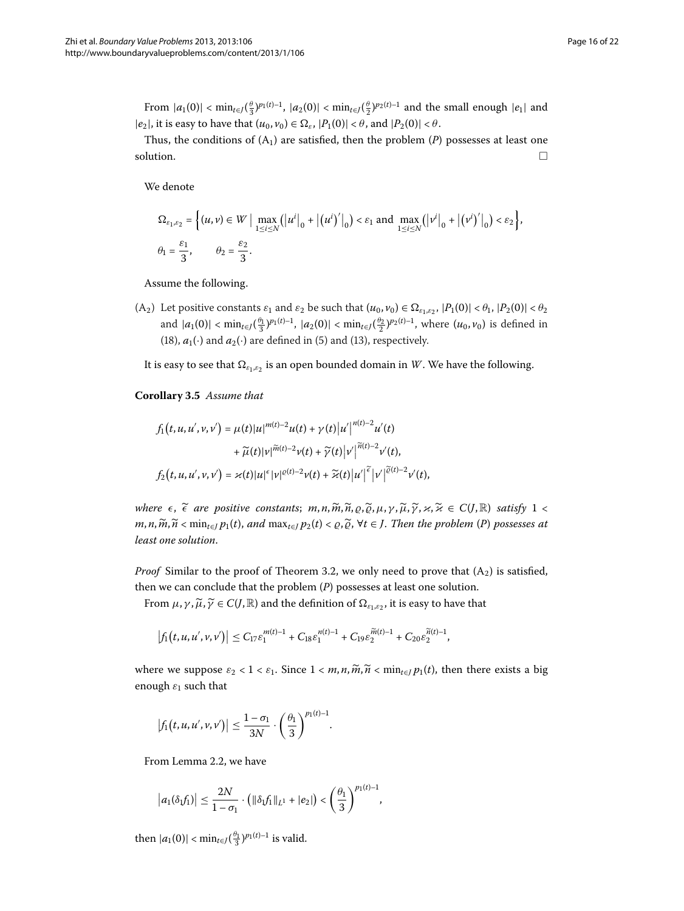From $|a_1(0)| < \min_{t\in J}(\frac{\theta}{3})^{p_1(t)-1}$, $|a_2(0)| < \min_{t\in J}(\frac{\theta}{2})^{p_2(t)-1}$ and the small enough $|e_1|$ and $|e_2|$, it is easy to have that $(u_0, v_0) \in \Omega_\varepsilon$, $|P_1(0)| < \theta$, and $|P_2(0)| < \theta$.

Thus, the conditions of $(A_1)$ are satisfied, then the problem $(P)$ possesses at least one solution. □

We denote

$$\Omega_{\varepsilon_1,\varepsilon_2} = \Big\{(u,v) \in W \mid \max_{1\le i\le N}\big(|u^i|_0 + |(u^i)'|_0\big) < \varepsilon_1 \text{ and } \max_{1\le i\le N}\big(|v^i|_0 + |(v^i)'|_0\big) < \varepsilon_2\Big\},$$
$$\theta_1 = \frac{\varepsilon_1}{3}, \qquad \theta_2 = \frac{\varepsilon_2}{3}.$$

Assume the following.

$(A_2)$ Let positive constants $\varepsilon_1$ and $\varepsilon_2$ be such that $(u_0, v_0) \in \Omega_{\varepsilon_1,\varepsilon_2}$, $|P_1(0)| < \theta_1$, $|P_2(0)| < \theta_2$ and $|a_1(0)| < \min_{t\in J}(\frac{\theta_1}{3})^{p_1(t)-1}$, $|a_2(0)| < \min_{t\in J}(\frac{\theta_2}{2})^{p_2(t)-1}$, where $(u_0, v_0)$ is defined in (18), $a_1(\cdot)$ and $a_2(\cdot)$ are defined in (5) and (13), respectively.

It is easy to see that $\Omega_{\varepsilon_1,\varepsilon_2}$ is an open bounded domain in $W$. We have the following.

**Corollary 3.5** *Assume that*

$$f_1(t,u,u',v,v') = \mu(t)|u|^{m(t)-2}u(t) + \gamma(t)|u'|^{n(t)-2}u'(t) + \widetilde{\mu}(t)|v|^{\widetilde{m}(t)-2}v(t) + \widetilde{\gamma}(t)|v'|^{\widetilde{n}(t)-2}v'(t),$$
$$f_2(t,u,u',v,v') = \varkappa(t)|u|^{\epsilon}|v|^{\varrho(t)-2}v(t) + \widetilde{\varkappa}(t)|u'|^{\widetilde{\epsilon}}|v'|^{\widetilde{\varrho}(t)-2}v'(t),$$

*where $\epsilon$, $\widetilde{\epsilon}$ are positive constants; $m, n, \widetilde{m}, \widetilde{n}, \varrho, \widetilde{\varrho}, \mu, \gamma, \widetilde{\mu}, \widetilde{\gamma}, \varkappa, \widetilde{\varkappa} \in C(J,\mathbb{R})$ satisfy $1 < m, n, \widetilde{m}, \widetilde{n} < \min_{t\in J} p_1(t)$, and $\max_{t\in J} p_2(t) < \varrho, \widetilde{\varrho}$, $\forall t \in J$. Then the problem $(P)$ possesses at least one solution.*

*Proof* Similar to the proof of Theorem 3.2, we only need to prove that $(A_2)$ is satisfied, then we can conclude that the problem $(P)$ possesses at least one solution.

From $\mu, \gamma, \widetilde{\mu}, \widetilde{\gamma} \in C(J,\mathbb{R})$ and the definition of $\Omega_{\varepsilon_1,\varepsilon_2}$, it is easy to have that

$$|f_1(t,u,u',v,v')| \le C_{17}\varepsilon_1^{m(t)-1} + C_{18}\varepsilon_1^{n(t)-1} + C_{19}\varepsilon_2^{\widetilde{m}(t)-1} + C_{20}\varepsilon_2^{\widetilde{n}(t)-1},$$

where we suppose $\varepsilon_2 < 1 < \varepsilon_1$. Since $1 < m, n, \widetilde{m}, \widetilde{n} < \min_{t\in J} p_1(t)$, then there exists a big enough $\varepsilon_1$ such that

$$|f_1(t,u,u',v,v')| \le \frac{1-\sigma_1}{3N} \cdot \left(\frac{\theta_1}{3}\right)^{p_1(t)-1}.$$

From Lemma 2.2, we have

$$|a_1(\delta_1 f_1)| \le \frac{2N}{1-\sigma_1} \cdot \big(\|\delta_1 f_1\|_{L^1} + |e_2|\big) < \left(\frac{\theta_1}{3}\right)^{p_1(t)-1},$$

then $|a_1(0)| < \min_{t\in J}(\frac{\theta_1}{3})^{p_1(t)-1}$ is valid.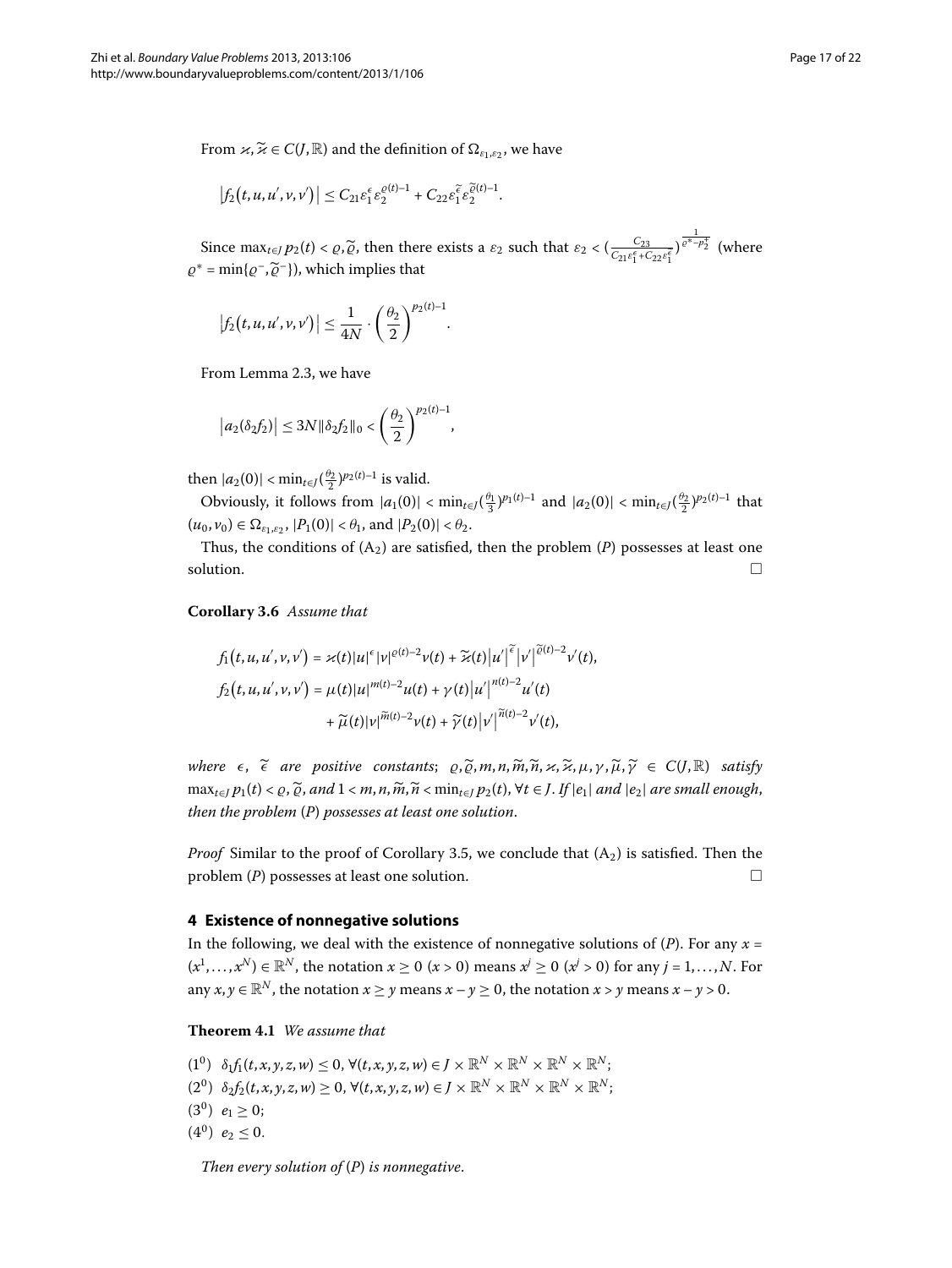From $\varkappa, \widetilde{\varkappa} \in C(J,\mathbb{R})$ and the definition of $\Omega_{\varepsilon_1,\varepsilon_2}$, we have

$$\left|f_2\left(t,u,u',v,v'\right)\right| \le C_{21}\varepsilon_1^{\epsilon}\varepsilon_2^{\varrho(t)-1} + C_{22}\varepsilon_1^{\widetilde{\epsilon}}\varepsilon_2^{\widetilde{\varrho}(t)-1}.$$

Since $\max_{t\in J} p_2(t) < \varrho, \widetilde{\varrho}$, then there exists a $\varepsilon_2$ such that $\varepsilon_2 < (\frac{C_{23}}{C_{21}\varepsilon_1^{\epsilon}+C_{22}\varepsilon_1^{\widetilde{\epsilon}}})^{\frac{1}{\varrho^*-p_2^+}}$ (where $\varrho^* = \min\{\varrho^-, \widetilde{\varrho}^-\}$), which implies that

$$\left|f_2\left(t,u,u',v,v'\right)\right| \le \frac{1}{4N}\cdot\left(\frac{\theta_2}{2}\right)^{p_2(t)-1}.$$

From Lemma 2.3, we have

$$\left|a_2(\delta_2 f_2)\right| \le 3N\|\delta_2 f_2\|_0 < \left(\frac{\theta_2}{2}\right)^{p_2(t)-1},$$

then $|a_2(0)| < \min_{t\in J}(\frac{\theta_2}{2})^{p_2(t)-1}$ is valid.

Obviously, it follows from $|a_1(0)| < \min_{t\in J}(\frac{\theta_1}{3})^{p_1(t)-1}$ and $|a_2(0)| < \min_{t\in J}(\frac{\theta_2}{2})^{p_2(t)-1}$ that $(u_0,v_0)\in\Omega_{\varepsilon_1,\varepsilon_2}$, $|P_1(0)| < \theta_1$, and $|P_2(0)| < \theta_2$.

Thus, the conditions of ($A_2$) are satisfied, then the problem ($P$) possesses at least one solution. □

**Corollary 3.6** *Assume that*

$$\begin{aligned}
f_1\left(t,u,u',v,v'\right) &= \varkappa(t)|u|^{\epsilon}|v|^{\varrho(t)-2}v(t) + \widetilde{\varkappa}(t)\left|u'\right|^{\widetilde{\epsilon}}\left|v'\right|^{\widetilde{\varrho}(t)-2}v'(t),\\
f_2\left(t,u,u',v,v'\right) &= \mu(t)|u|^{m(t)-2}u(t) + \gamma(t)\left|u'\right|^{n(t)-2}u'(t)\\
&\quad + \widetilde{\mu}(t)|v|^{\widetilde{m}(t)-2}v(t) + \widetilde{\gamma}(t)\left|v'\right|^{\widetilde{n}(t)-2}v'(t),
\end{aligned}$$

*where $\epsilon$, $\widetilde{\epsilon}$ are positive constants; $\varrho,\widetilde{\varrho},m,n,\widetilde{m},\widetilde{n},\varkappa,\widetilde{\varkappa},\mu,\gamma,\widetilde{\mu},\widetilde{\gamma}\in C(J,\mathbb{R})$ satisfy $\max_{t\in J}p_1(t) < \varrho,\widetilde{\varrho}$, and $1 < m,n,\widetilde{m},\widetilde{n} < \min_{t\in J}p_2(t)$, $\forall t\in J$. If $|e_1|$ and $|e_2|$ are small enough, then the problem ($P$) possesses at least one solution.*

*Proof* Similar to the proof of Corollary 3.5, we conclude that ($A_2$) is satisfied. Then the problem ($P$) possesses at least one solution. □

## 4 Existence of nonnegative solutions

In the following, we deal with the existence of nonnegative solutions of ($P$). For any $x = (x^1,\ldots,x^N)\in\mathbb{R}^N$, the notation $x\ge 0$ ($x > 0$) means $x^j \ge 0$ ($x^j > 0$) for any $j = 1,\ldots,N$. For any $x,y\in\mathbb{R}^N$, the notation $x\ge y$ means $x-y\ge 0$, the notation $x > y$ means $x-y > 0$.

**Theorem 4.1** *We assume that*

($1^0$) $\delta_1 f_1(t,x,y,z,w)\le 0$, $\forall(t,x,y,z,w)\in J\times\mathbb{R}^N\times\mathbb{R}^N\times\mathbb{R}^N\times\mathbb{R}^N$;

($2^0$) $\delta_2 f_2(t,x,y,z,w)\ge 0$, $\forall(t,x,y,z,w)\in J\times\mathbb{R}^N\times\mathbb{R}^N\times\mathbb{R}^N\times\mathbb{R}^N$;

($3^0$) $e_1\ge 0$;

($4^0$) $e_2\le 0$.

*Then every solution of ($P$) is nonnegative.*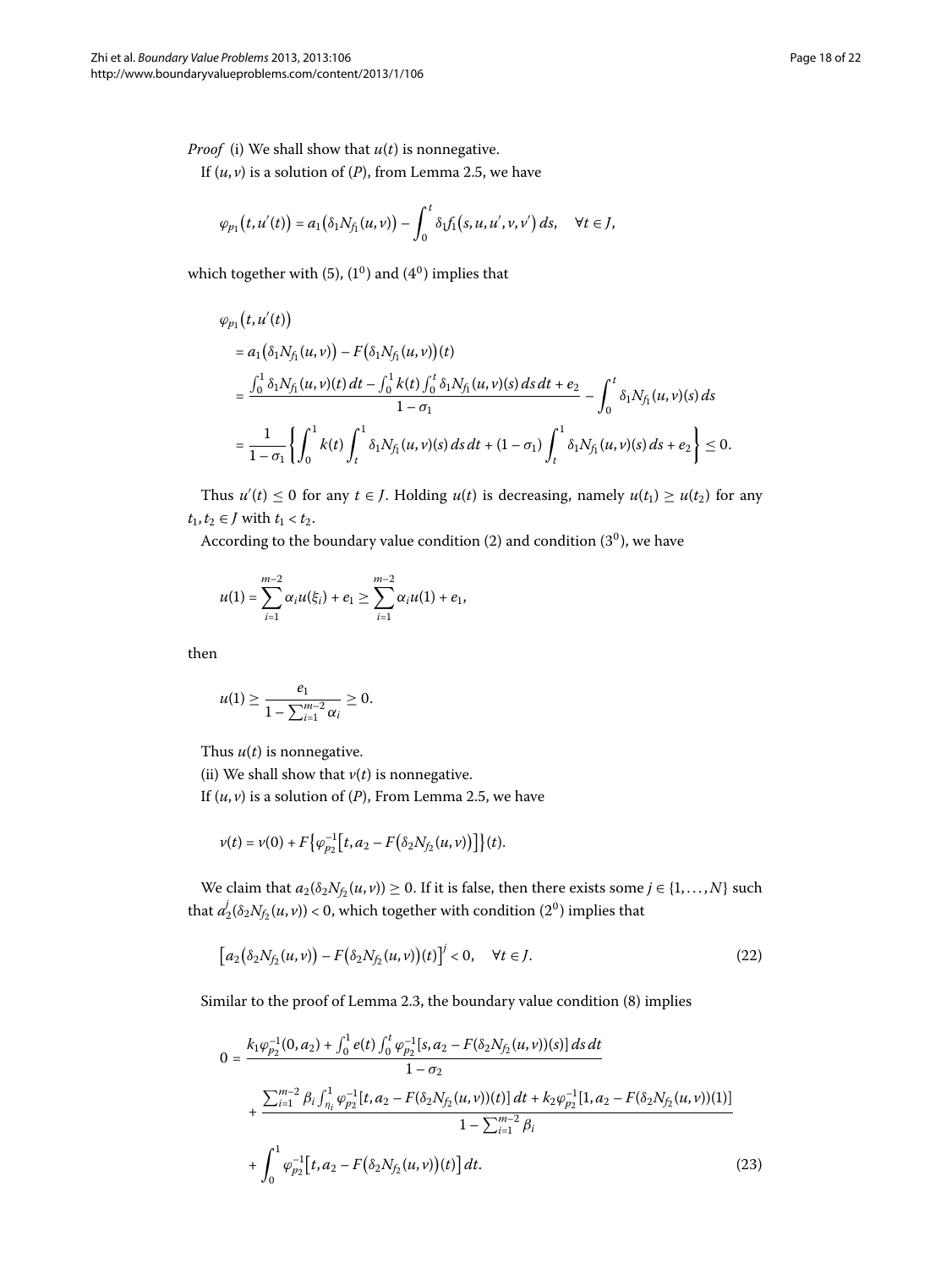*Proof* (i) We shall show that $u(t)$ is nonnegative.

If $(u, v)$ is a solution of $(P)$, from Lemma 2.5, we have

$$\varphi_{p_1}\big(t, u'(t)\big) = a_1\big(\delta_1 N_{f_1}(u,v)\big) - \int_0^t \delta_1 f_1\big(s, u, u', v, v'\big)\,ds, \quad \forall t \in J,$$

which together with (5), $(1^0)$ and $(4^0)$ implies that

$$\begin{aligned}
&\varphi_{p_1}\big(t, u'(t)\big)\\
&= a_1\big(\delta_1 N_{f_1}(u,v)\big) - F\big(\delta_1 N_{f_1}(u,v)\big)(t)\\
&= \frac{\int_0^1 \delta_1 N_{f_1}(u,v)(t)\,dt - \int_0^1 k(t)\int_0^t \delta_1 N_{f_1}(u,v)(s)\,ds\,dt + e_2}{1-\sigma_1} - \int_0^t \delta_1 N_{f_1}(u,v)(s)\,ds\\
&= \frac{1}{1-\sigma_1}\left\{\int_0^1 k(t)\int_t^1 \delta_1 N_{f_1}(u,v)(s)\,ds\,dt + (1-\sigma_1)\int_t^1 \delta_1 N_{f_1}(u,v)(s)\,ds + e_2\right\} \leq 0.
\end{aligned}$$

Thus $u'(t) \leq 0$ for any $t \in J$. Holding $u(t)$ is decreasing, namely $u(t_1) \geq u(t_2)$ for any $t_1, t_2 \in J$ with $t_1 < t_2$.

According to the boundary value condition (2) and condition $(3^0)$, we have

$$u(1) = \sum_{i=1}^{m-2} \alpha_i u(\xi_i) + e_1 \geq \sum_{i=1}^{m-2} \alpha_i u(1) + e_1,$$

then

$$u(1) \geq \frac{e_1}{1 - \sum_{i=1}^{m-2} \alpha_i} \geq 0.$$

Thus $u(t)$ is nonnegative.

(ii) We shall show that $v(t)$ is nonnegative.

If $(u, v)$ is a solution of $(P)$, From Lemma 2.5, we have

$$v(t) = v(0) + F\big\{\varphi_{p_2}^{-1}\big[t, a_2 - F\big(\delta_2 N_{f_2}(u,v)\big)\big]\big\}(t).$$

We claim that $a_2(\delta_2 N_{f_2}(u,v)) \geq 0$. If it is false, then there exists some $j \in \{1,\ldots,N\}$ such that $a_2^j(\delta_2 N_{f_2}(u,v)) < 0$, which together with condition $(2^0)$ implies that

$$\big[a_2\big(\delta_2 N_{f_2}(u,v)\big) - F\big(\delta_2 N_{f_2}(u,v)\big)(t)\big]^j < 0, \quad \forall t \in J. \tag{22}$$

Similar to the proof of Lemma 2.3, the boundary value condition (8) implies

$$\begin{aligned}
0 &= \frac{k_1\varphi_{p_2}^{-1}(0, a_2) + \int_0^1 e(t)\int_0^t \varphi_{p_2}^{-1}[s, a_2 - F(\delta_2 N_{f_2}(u,v))(s)]\,ds\,dt}{1-\sigma_2}\\
&\quad + \frac{\sum_{i=1}^{m-2}\beta_i \int_{\eta_i}^1 \varphi_{p_2}^{-1}[t, a_2 - F(\delta_2 N_{f_2}(u,v))(t)]\,dt + k_2\varphi_{p_2}^{-1}[1, a_2 - F(\delta_2 N_{f_2}(u,v))(1)]}{1 - \sum_{i=1}^{m-2}\beta_i}\\
&\quad + \int_0^1 \varphi_{p_2}^{-1}\big[t, a_2 - F\big(\delta_2 N_{f_2}(u,v)\big)(t)\big]\,dt.
\end{aligned} \tag{23}$$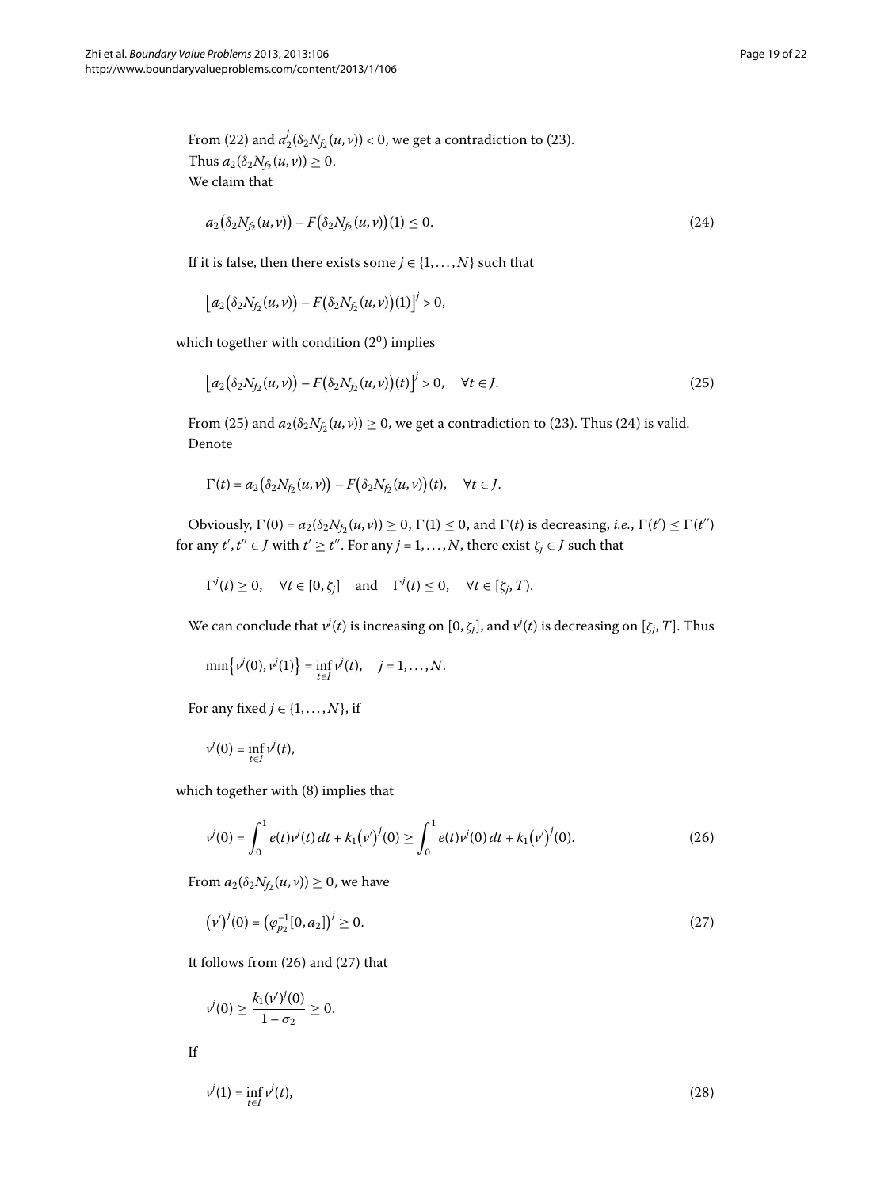From (22) and $a_2^j(\delta_2 N_{f_2}(u,v)) < 0$, we get a contradiction to (23).

Thus $a_2(\delta_2 N_{f_2}(u,v)) \geq 0$.

We claim that

$$a_2\big(\delta_2 N_{f_2}(u,v)\big) - F\big(\delta_2 N_{f_2}(u,v)\big)(1) \leq 0. \tag{24}$$

If it is false, then there exists some $j \in \{1,\dots,N\}$ such that

$$\big[a_2\big(\delta_2 N_{f_2}(u,v)\big) - F\big(\delta_2 N_{f_2}(u,v)\big)(1)\big]^j > 0,$$

which together with condition $(2^0)$ implies

$$\big[a_2\big(\delta_2 N_{f_2}(u,v)\big) - F\big(\delta_2 N_{f_2}(u,v)\big)(t)\big]^j > 0, \quad \forall t \in J. \tag{25}$$

From (25) and $a_2(\delta_2 N_{f_2}(u,v)) \geq 0$, we get a contradiction to (23). Thus (24) is valid.

Denote

$$\Gamma(t) = a_2\big(\delta_2 N_{f_2}(u,v)\big) - F\big(\delta_2 N_{f_2}(u,v)\big)(t), \quad \forall t \in J.$$

Obviously, $\Gamma(0) = a_2(\delta_2 N_{f_2}(u,v)) \geq 0$, $\Gamma(1) \leq 0$, and $\Gamma(t)$ is decreasing, *i.e.*, $\Gamma(t') \leq \Gamma(t'')$ for any $t', t'' \in J$ with $t' \geq t''$. For any $j = 1,\dots,N$, there exist $\zeta_j \in J$ such that

$$\Gamma^j(t) \geq 0, \quad \forall t \in [0,\zeta_j] \quad \text{and} \quad \Gamma^j(t) \leq 0, \quad \forall t \in [\zeta_j, T).$$

We can conclude that $v^j(t)$ is increasing on $[0,\zeta_j]$, and $v^j(t)$ is decreasing on $[\zeta_j, T]$. Thus

$$\min\{v^j(0), v^j(1)\} = \inf_{t\in I} v^j(t), \quad j = 1,\dots,N.$$

For any fixed $j \in \{1,\dots,N\}$, if

$$v^j(0) = \inf_{t\in I} v^j(t),$$

which together with (8) implies that

$$v^j(0) = \int_0^1 e(t)v^j(t)\,dt + k_1\big(v'\big)^j(0) \geq \int_0^1 e(t)v^j(0)\,dt + k_1\big(v'\big)^j(0). \tag{26}$$

From $a_2(\delta_2 N_{f_2}(u,v)) \geq 0$, we have

$$\big(v'\big)^j(0) = \big(\varphi_{p_2}^{-1}[0,a_2]\big)^j \geq 0. \tag{27}$$

It follows from (26) and (27) that

$$v^j(0) \geq \frac{k_1(v')^j(0)}{1-\sigma_2} \geq 0.$$

If

$$v^j(1) = \inf_{t\in I} v^j(t), \tag{28}$$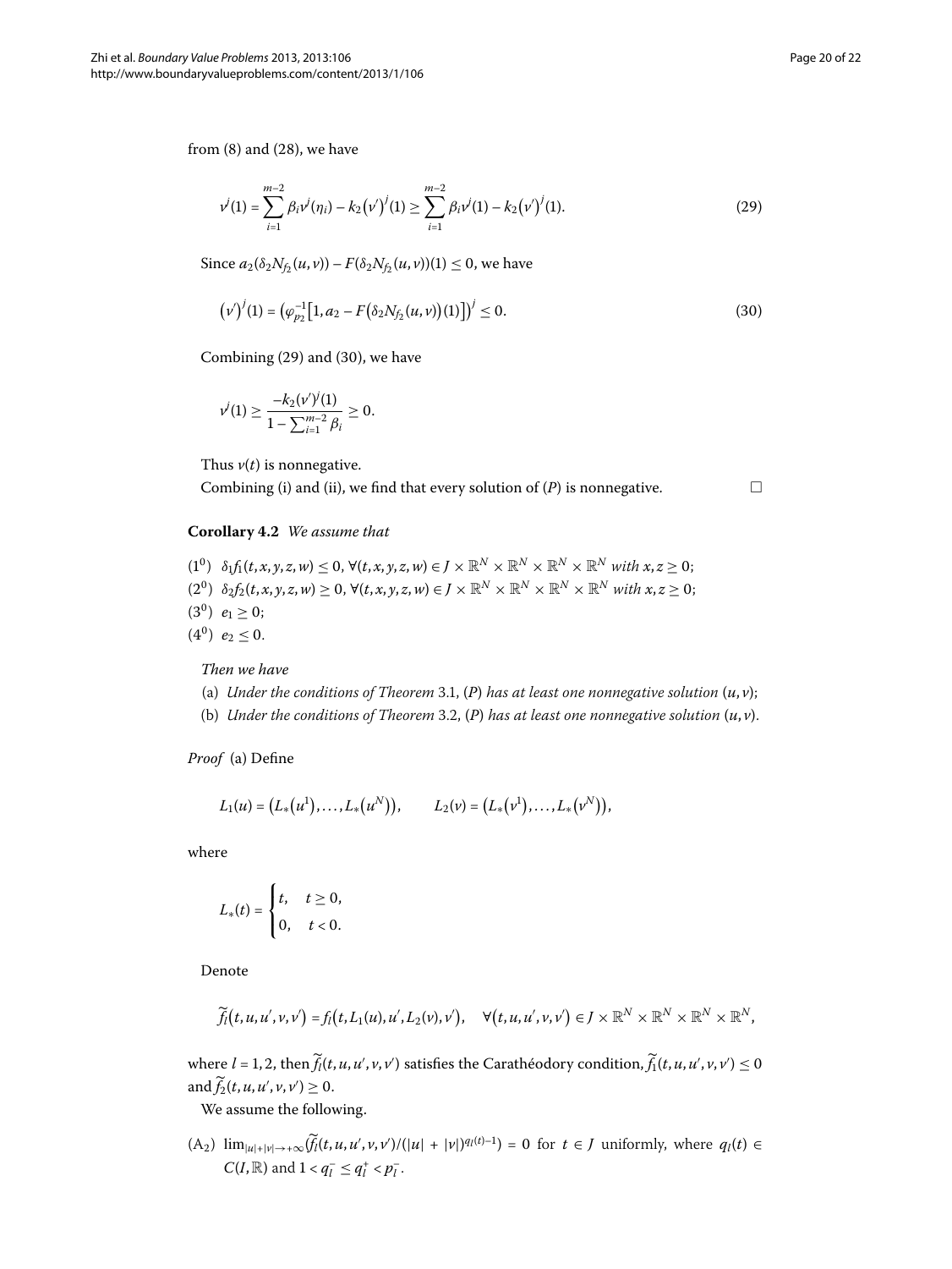from (8) and (28), we have

$$v^j(1) = \sum_{i=1}^{m-2} \beta_i v^j(\eta_i) - k_2\big(v'\big)^j(1) \geq \sum_{i=1}^{m-2} \beta_i v^j(1) - k_2\big(v'\big)^j(1). \tag{29}$$

Since $a_2(\delta_2 N_{f_2}(u,v)) - F(\delta_2 N_{f_2}(u,v))(1) \leq 0$, we have

$$\big(v'\big)^j(1) = \big(\varphi_{p_2}^{-1}\big[1, a_2 - F\big(\delta_2 N_{f_2}(u,v)\big)(1)\big]\big)^j \leq 0. \tag{30}$$

Combining (29) and (30), we have

$$v^j(1) \geq \frac{-k_2(v')^j(1)}{1 - \sum_{i=1}^{m-2} \beta_i} \geq 0.$$

Thus $v(t)$ is nonnegative.

Combining (i) and (ii), we find that every solution of $(P)$ is nonnegative. □

**Corollary 4.2** *We assume that*

($1^0$) $\delta_1 f_1(t,x,y,z,w) \leq 0$, $\forall (t,x,y,z,w) \in J \times \mathbb{R}^N \times \mathbb{R}^N \times \mathbb{R}^N \times \mathbb{R}^N$ *with* $x, z \geq 0$;

($2^0$) $\delta_2 f_2(t,x,y,z,w) \geq 0$, $\forall (t,x,y,z,w) \in J \times \mathbb{R}^N \times \mathbb{R}^N \times \mathbb{R}^N \times \mathbb{R}^N$ *with* $x, z \geq 0$;

($3^0$) $e_1 \geq 0$;

($4^0$) $e_2 \leq 0$.

*Then we have*

(a) *Under the conditions of Theorem* 3.1, $(P)$ *has at least one nonnegative solution* $(u,v)$;

(b) *Under the conditions of Theorem* 3.2, $(P)$ *has at least one nonnegative solution* $(u,v)$.

*Proof* (a) Define

$$L_1(u) = \big(L_*\big(u^1\big), \ldots, L_*\big(u^N\big)\big), \qquad L_2(v) = \big(L_*\big(v^1\big), \ldots, L_*\big(v^N\big)\big),$$

where

$$L_*(t) = \begin{cases} t, & t \geq 0, \\ 0, & t < 0. \end{cases}$$

Denote

$$\widetilde{f}_l\big(t,u,u',v,v'\big) = f_l\big(t, L_1(u), u', L_2(v), v'\big), \quad \forall \big(t,u,u',v,v'\big) \in J \times \mathbb{R}^N \times \mathbb{R}^N \times \mathbb{R}^N \times \mathbb{R}^N,$$

where $l = 1,2$, then $\widetilde{f}_l(t,u,u',v,v')$ satisfies the Carathéodory condition, $\widetilde{f}_1(t,u,u',v,v') \leq 0$ and $\widetilde{f}_2(t,u,u',v,v') \geq 0$.

We assume the following.

($A_2$) $\lim_{|u|+|v| \to +\infty} (\widetilde{f}_l(t,u,u',v,v')/(|u|+|v|)^{q_l(t)-1}) = 0$ for $t \in J$ uniformly, where $q_l(t) \in C(I,\mathbb{R})$ and $1 < q_l^- \leq q_l^+ < p_l^-$.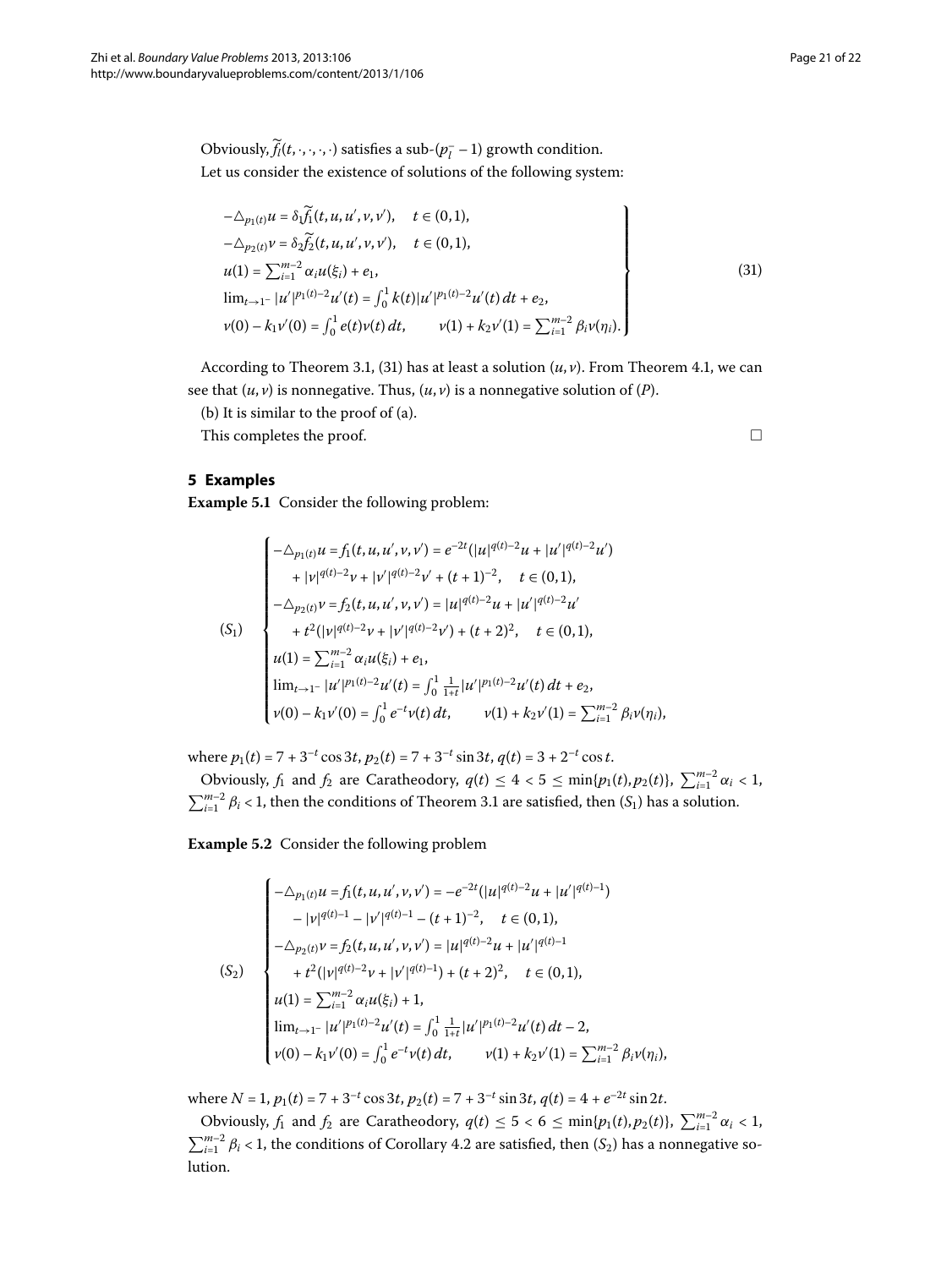Obviously, $\widetilde{f}_l(t,\cdot,\cdot,\cdot,\cdot)$ satisfies a sub-$(p_l^- - 1)$ growth condition.

Let us consider the existence of solutions of the following system:

$$\left.\begin{array}{l}
-\triangle_{p_1(t)}u = \delta_1 \widetilde{f}_1(t,u,u',v,v'), \quad t\in(0,1),\\
-\triangle_{p_2(t)}v = \delta_2 \widetilde{f}_2(t,u,u',v,v'), \quad t\in(0,1),\\
u(1) = \sum_{i=1}^{m-2}\alpha_i u(\xi_i) + e_1,\\
\lim_{t\to 1^-}|u'|^{p_1(t)-2}u'(t) = \int_0^1 k(t)|u'|^{p_1(t)-2}u'(t)\,dt + e_2,\\
v(0) - k_1 v'(0) = \int_0^1 e(t)v(t)\,dt, \qquad v(1) + k_2 v'(1) = \sum_{i=1}^{m-2}\beta_i v(\eta_i).
\end{array}\right\} \tag{31}$$

According to Theorem 3.1, (31) has at least a solution $(u,v)$. From Theorem 4.1, we can see that $(u,v)$ is nonnegative. Thus, $(u,v)$ is a nonnegative solution of $(P)$.

(b) It is similar to the proof of (a).

This completes the proof. □

## 5 Examples

**Example 5.1** Consider the following problem:

$$(S_1)\quad \begin{cases}
-\triangle_{p_1(t)}u = f_1(t,u,u',v,v') = e^{-2t}(|u|^{q(t)-2}u + |u'|^{q(t)-2}u')\\
\quad + |v|^{q(t)-2}v + |v'|^{q(t)-2}v' + (t+1)^{-2}, \quad t\in(0,1),\\
-\triangle_{p_2(t)}v = f_2(t,u,u',v,v') = |u|^{q(t)-2}u + |u'|^{q(t)-2}u'\\
\quad + t^2(|v|^{q(t)-2}v + |v'|^{q(t)-2}v') + (t+2)^2, \quad t\in(0,1),\\
u(1) = \sum_{i=1}^{m-2}\alpha_i u(\xi_i) + e_1,\\
\lim_{t\to 1^-}|u'|^{p_1(t)-2}u'(t) = \int_0^1 \frac{1}{1+t}|u'|^{p_1(t)-2}u'(t)\,dt + e_2,\\
v(0) - k_1 v'(0) = \int_0^1 e^{-t}v(t)\,dt, \qquad v(1) + k_2 v'(1) = \sum_{i=1}^{m-2}\beta_i v(\eta_i),
\end{cases}$$

where $p_1(t) = 7 + 3^{-t}\cos 3t$, $p_2(t) = 7 + 3^{-t}\sin 3t$, $q(t) = 3 + 2^{-t}\cos t$.

Obviously, $f_1$ and $f_2$ are Caratheodory, $q(t) \le 4 < 5 \le \min\{p_1(t),p_2(t)\}$, $\sum_{i=1}^{m-2}\alpha_i < 1$, $\sum_{i=1}^{m-2}\beta_i < 1$, then the conditions of Theorem 3.1 are satisfied, then $(S_1)$ has a solution.

**Example 5.2** Consider the following problem

$$(S_2)\quad \begin{cases}
-\triangle_{p_1(t)}u = f_1(t,u,u',v,v') = -e^{-2t}(|u|^{q(t)-2}u + |u'|^{q(t)-1})\\
\quad - |v|^{q(t)-1} - |v'|^{q(t)-1} - (t+1)^{-2}, \quad t\in(0,1),\\
-\triangle_{p_2(t)}v = f_2(t,u,u',v,v') = |u|^{q(t)-2}u + |u'|^{q(t)-1}\\
\quad + t^2(|v|^{q(t)-2}v + |v'|^{q(t)-1}) + (t+2)^2, \quad t\in(0,1),\\
u(1) = \sum_{i=1}^{m-2}\alpha_i u(\xi_i) + 1,\\
\lim_{t\to 1^-}|u'|^{p_1(t)-2}u'(t) = \int_0^1 \frac{1}{1+t}|u'|^{p_1(t)-2}u'(t)\,dt - 2,\\
v(0) - k_1 v'(0) = \int_0^1 e^{-t}v(t)\,dt, \qquad v(1) + k_2 v'(1) = \sum_{i=1}^{m-2}\beta_i v(\eta_i),
\end{cases}$$

where $N = 1$, $p_1(t) = 7 + 3^{-t}\cos 3t$, $p_2(t) = 7 + 3^{-t}\sin 3t$, $q(t) = 4 + e^{-2t}\sin 2t$.

Obviously, $f_1$ and $f_2$ are Caratheodory, $q(t) \le 5 < 6 \le \min\{p_1(t),p_2(t)\}$, $\sum_{i=1}^{m-2}\alpha_i < 1$, $\sum_{i=1}^{m-2}\beta_i < 1$, the conditions of Corollary 4.2 are satisfied, then $(S_2)$ has a nonnegative solution.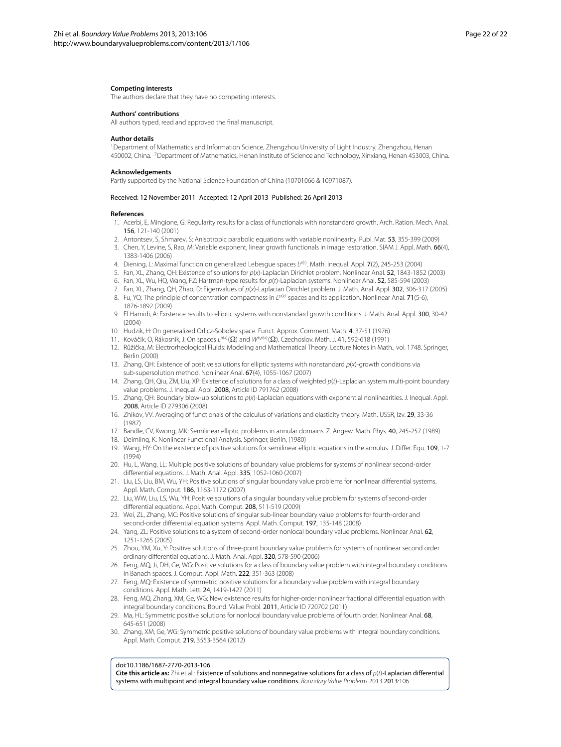#### Competing interests

The authors declare that they have no competing interests.

#### Authors' contributions

All authors typed, read and approved the final manuscript.

#### Author details

[1]Department of Mathematics and Information Science, Zhengzhou University of Light Industry, Zhengzhou, Henan 450002, China. [2]Department of Mathematics, Henan Institute of Science and Technology, Xinxiang, Henan 453003, China.

#### Acknowledgements

Partly supported by the National Science Foundation of China (10701066 & 10971087).

Received: 12 November 2011 Accepted: 12 April 2013 Published: 26 April 2013

#### References

1. Acerbi, E, Mingione, G: Regularity results for a class of functionals with nonstandard growth. Arch. Ration. Mech. Anal. **156**, 121-140 (2001)
2. Antontsev, S, Shmarev, S: Anisotropic parabolic equations with variable nonlinearity. Publ. Mat. **53**, 355-399 (2009)
3. Chen, Y, Levine, S, Rao, M: Variable exponent, linear growth functionals in image restoration. SIAM J. Appl. Math. **66**(4), 1383-1406 (2006)
4. Diening, L: Maximal function on generalized Lebesgue spaces $L^{p(\cdot)}$. Math. Inequal. Appl. **7**(2), 245-253 (2004)
5. Fan, XL, Zhang, QH: Existence of solutions for $p(x)$-Laplacian Dirichlet problem. Nonlinear Anal. **52**, 1843-1852 (2003)
6. Fan, XL, Wu, HQ, Wang, FZ: Hartman-type results for $p(t)$-Laplacian systems. Nonlinear Anal. **52**, 585-594 (2003)
7. Fan, XL, Zhang, QH, Zhao, D: Eigenvalues of $p(x)$-Laplacian Dirichlet problem. J. Math. Anal. Appl. **302**, 306-317 (2005)
8. Fu, YQ: The principle of concentration compactness in $L^{p(x)}$ spaces and its application. Nonlinear Anal. **71**(5-6), 1876-1892 (2009)
9. El Hamidi, A: Existence results to elliptic systems with nonstandard growth conditions. J. Math. Anal. Appl. **300**, 30-42 (2004)
10. Hudzik, H: On generalized Orlicz-Sobolev space. Funct. Approx. Comment. Math. **4**, 37-51 (1976)
11. Kováčik, O, Rákosník, J: On spaces $L^{p(x)}(\Omega)$ and $W^{k,p(x)}(\Omega)$. Czechoslov. Math. J. **41**, 592-618 (1991)
12. Růžička, M: Electrorheological Fluids: Modeling and Mathematical Theory. Lecture Notes in Math., vol. 1748. Springer, Berlin (2000)
13. Zhang, QH: Existence of positive solutions for elliptic systems with nonstandard $p(x)$-growth conditions via sub-supersolution method. Nonlinear Anal. **67**(4), 1055-1067 (2007)
14. Zhang, QH, Qiu, ZM, Liu, XP: Existence of solutions for a class of weighted $p(t)$-Laplacian system multi-point boundary value problems. J. Inequal. Appl. **2008**, Article ID 791762 (2008)
15. Zhang, QH: Boundary blow-up solutions to $p(x)$-Laplacian equations with exponential nonlinearities. J. Inequal. Appl. **2008**, Article ID 279306 (2008)
16. Zhikov, VV: Averaging of functionals of the calculus of variations and elasticity theory. Math. USSR, Izv. **29**, 33-36 (1987)
17. Bandle, CV, Kwong, MK: Semilinear elliptic problems in annular domains. Z. Angew. Math. Phys. **40**, 245-257 (1989)
18. Deimling, K: Nonlinear Functional Analysis. Springer, Berlin, (1980)
19. Wang, HY: On the existence of positive solutions for semilinear elliptic equations in the annulus. J. Differ. Equ. **109**, 1-7 (1994)
20. Hu, L, Wang, LL: Multiple positive solutions of boundary value problems for systems of nonlinear second-order differential equations. J. Math. Anal. Appl. **335**, 1052-1060 (2007)
21. Liu, LS, Liu, BM, Wu, YH: Positive solutions of singular boundary value problems for nonlinear differential systems. Appl. Math. Comput. **186**, 1163-1172 (2007)
22. Liu, WW, Liu, LS, Wu, YH: Positive solutions of a singular boundary value problem for systems of second-order differential equations. Appl. Math. Comput. **208**, 511-519 (2009)
23. Wei, ZL, Zhang, MC: Positive solutions of singular sub-linear boundary value problems for fourth-order and second-order differential equation systems. Appl. Math. Comput. **197**, 135-148 (2008)
24. Yang, ZL: Positive solutions to a system of second-order nonlocal boundary value problems. Nonlinear Anal. **62**, 1251-1265 (2005)
25. Zhou, YM, Xu, Y: Positive solutions of three-point boundary value problems for systems of nonlinear second order ordinary differential equations. J. Math. Anal. Appl. **320**, 578-590 (2006)
26. Feng, MQ, Ji, DH, Ge, WG: Positive solutions for a class of boundary value problem with integral boundary conditions in Banach spaces. J. Comput. Appl. Math. **222**, 351-363 (2008)
27. Feng, MQ: Existence of symmetric positive solutions for a boundary value problem with integral boundary conditions. Appl. Math. Lett. **24**, 1419-1427 (2011)
28. Feng, MQ, Zhang, XM, Ge, WG: New existence results for higher-order nonlinear fractional differential equation with integral boundary conditions. Bound. Value Probl. **2011**, Article ID 720702 (2011)
29. Ma, HL: Symmetric positive solutions for nonlocal boundary value problems of fourth order. Nonlinear Anal. **68**, 645-651 (2008)
30. Zhang, XM, Ge, WG: Symmetric positive solutions of boundary value problems with integral boundary conditions. Appl. Math. Comput. **219**, 3553-3564 (2012)

doi:10.1186/1687-2770-2013-106

**Cite this article as:** Zhi et al.: Existence of solutions and nonnegative solutions for a class of $p(t)$-Laplacian differential systems with multipoint and integral boundary value conditions. *Boundary Value Problems* 2013 **2013**:106.